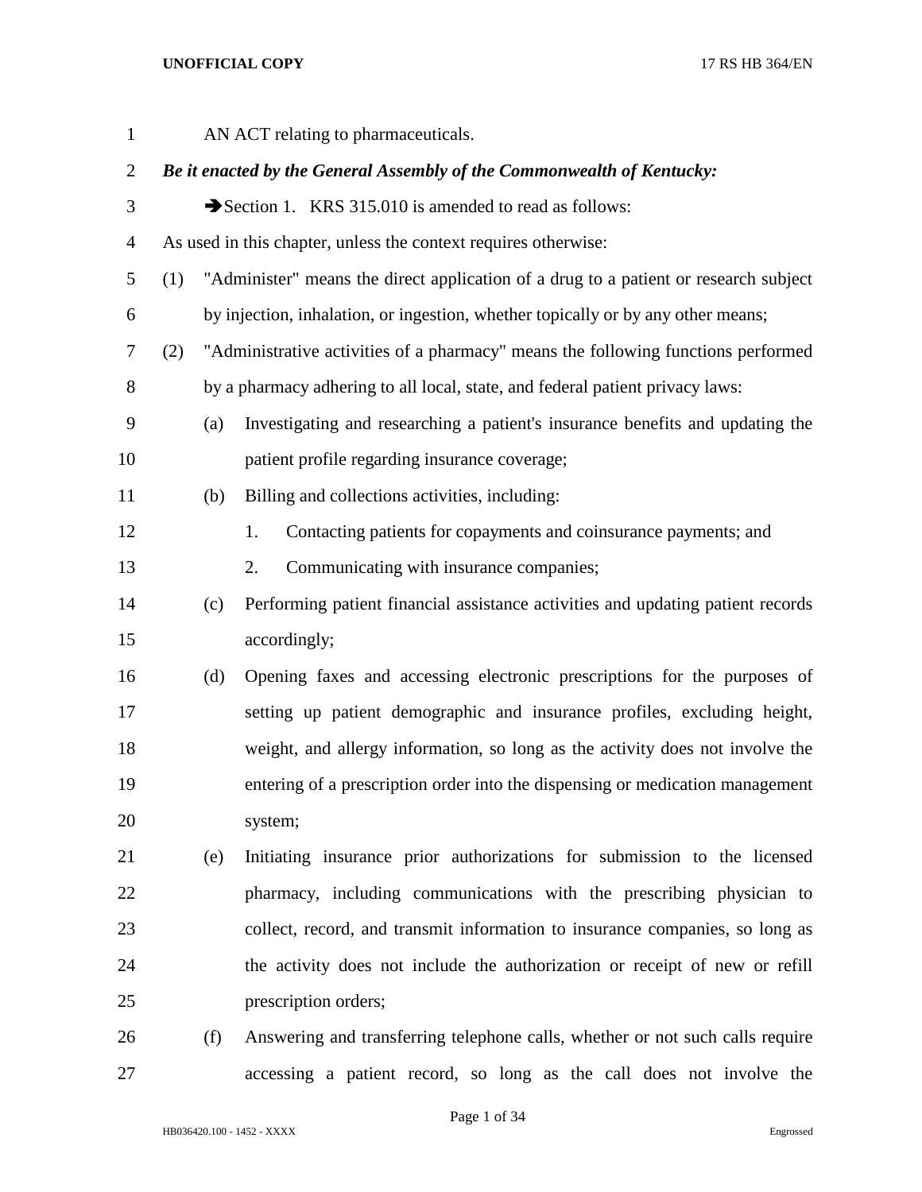AN ACT relating to pharmaceuticals.

***Be it enacted by the General Assembly of the Commonwealth of Kentucky:***

➔Section 1. KRS 315.010 is amended to read as follows:

As used in this chapter, unless the context requires otherwise:

(1) "Administer" means the direct application of a drug to a patient or research subject by injection, inhalation, or ingestion, whether topically or by any other means;

(2) "Administrative activities of a pharmacy" means the following functions performed by a pharmacy adhering to all local, state, and federal patient privacy laws:

(a) Investigating and researching a patient's insurance benefits and updating the patient profile regarding insurance coverage;

(b) Billing and collections activities, including:

1. Contacting patients for copayments and coinsurance payments; and

2. Communicating with insurance companies;

(c) Performing patient financial assistance activities and updating patient records accordingly;

(d) Opening faxes and accessing electronic prescriptions for the purposes of setting up patient demographic and insurance profiles, excluding height, weight, and allergy information, so long as the activity does not involve the entering of a prescription order into the dispensing or medication management system;

(e) Initiating insurance prior authorizations for submission to the licensed pharmacy, including communications with the prescribing physician to collect, record, and transmit information to insurance companies, so long as the activity does not include the authorization or receipt of new or refill prescription orders;

(f) Answering and transferring telephone calls, whether or not such calls require accessing a patient record, so long as the call does not involve the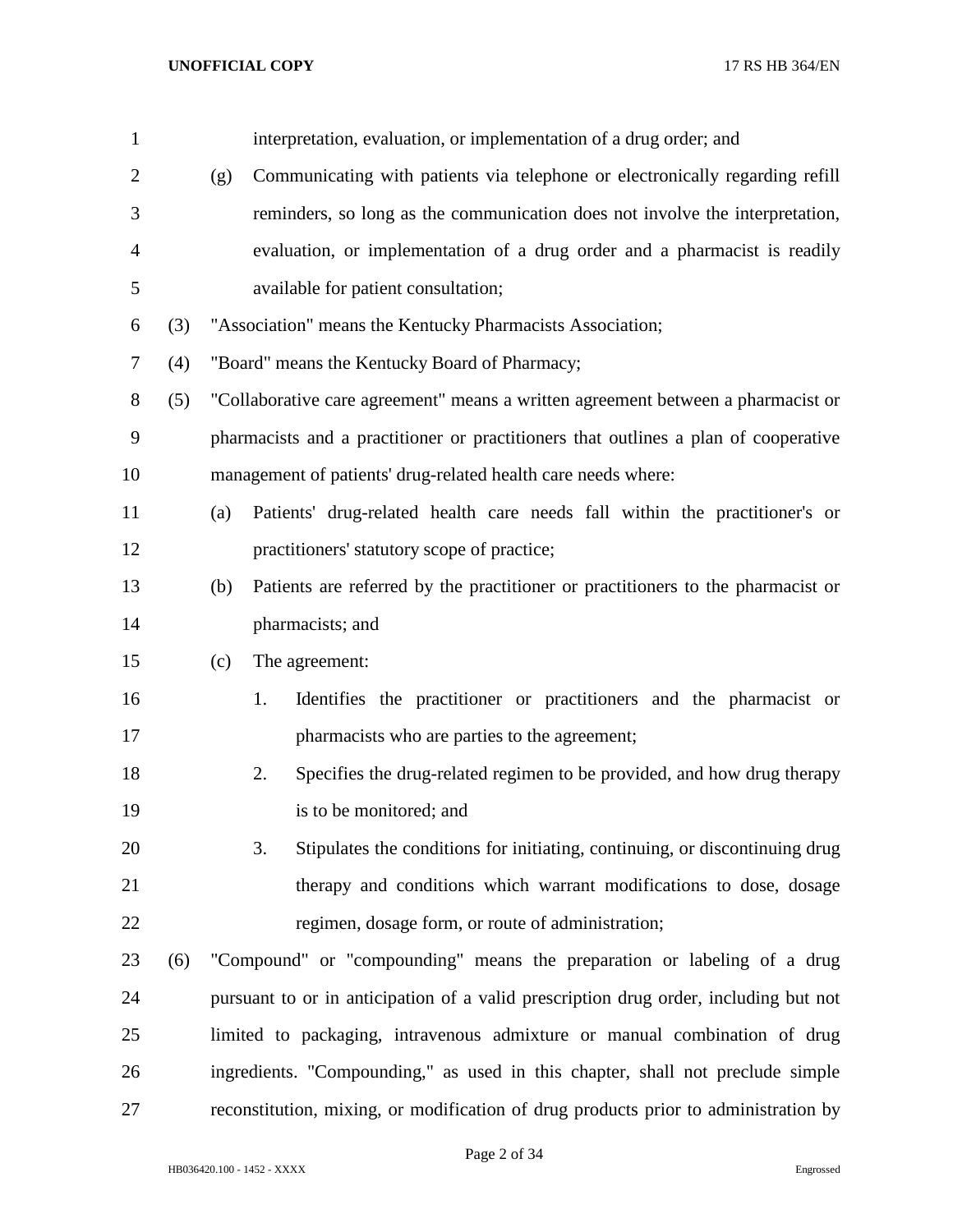interpretation, evaluation, or implementation of a drug order; and

(g) Communicating with patients via telephone or electronically regarding refill reminders, so long as the communication does not involve the interpretation, evaluation, or implementation of a drug order and a pharmacist is readily available for patient consultation;

(3) "Association" means the Kentucky Pharmacists Association;

(4) "Board" means the Kentucky Board of Pharmacy;

(5) "Collaborative care agreement" means a written agreement between a pharmacist or pharmacists and a practitioner or practitioners that outlines a plan of cooperative management of patients' drug-related health care needs where:

(a) Patients' drug-related health care needs fall within the practitioner's or practitioners' statutory scope of practice;

(b) Patients are referred by the practitioner or practitioners to the pharmacist or pharmacists; and

(c) The agreement:

1. Identifies the practitioner or practitioners and the pharmacist or pharmacists who are parties to the agreement;

2. Specifies the drug-related regimen to be provided, and how drug therapy is to be monitored; and

3. Stipulates the conditions for initiating, continuing, or discontinuing drug therapy and conditions which warrant modifications to dose, dosage regimen, dosage form, or route of administration;

(6) "Compound" or "compounding" means the preparation or labeling of a drug pursuant to or in anticipation of a valid prescription drug order, including but not limited to packaging, intravenous admixture or manual combination of drug ingredients. "Compounding," as used in this chapter, shall not preclude simple reconstitution, mixing, or modification of drug products prior to administration by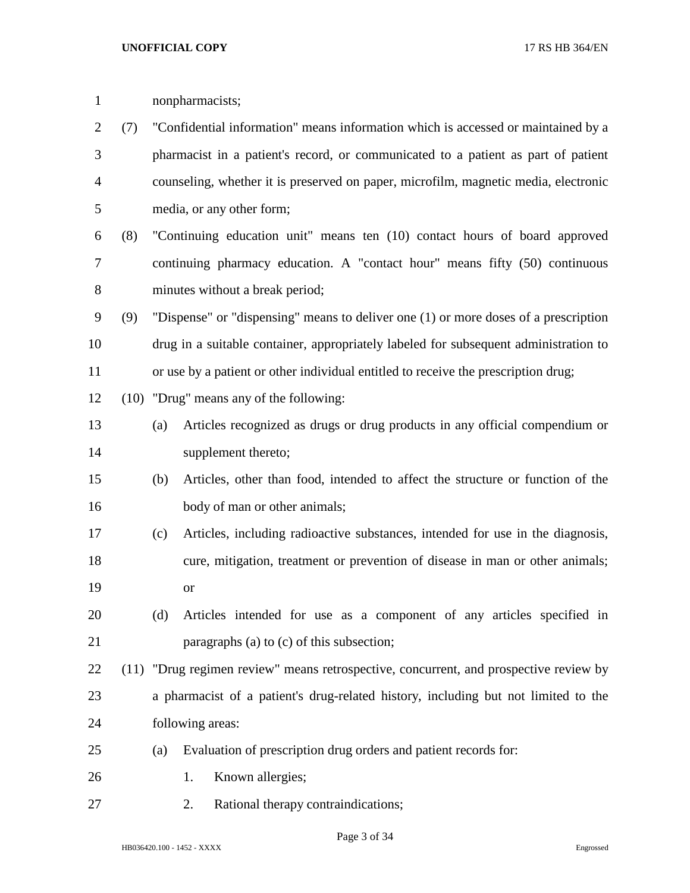nonpharmacists;

(7) "Confidential information" means information which is accessed or maintained by a pharmacist in a patient's record, or communicated to a patient as part of patient counseling, whether it is preserved on paper, microfilm, magnetic media, electronic media, or any other form;

(8) "Continuing education unit" means ten (10) contact hours of board approved continuing pharmacy education. A "contact hour" means fifty (50) continuous minutes without a break period;

(9) "Dispense" or "dispensing" means to deliver one (1) or more doses of a prescription drug in a suitable container, appropriately labeled for subsequent administration to or use by a patient or other individual entitled to receive the prescription drug;

(10) "Drug" means any of the following:

   (a) Articles recognized as drugs or drug products in any official compendium or supplement thereto;

   (b) Articles, other than food, intended to affect the structure or function of the body of man or other animals;

   (c) Articles, including radioactive substances, intended for use in the diagnosis, cure, mitigation, treatment or prevention of disease in man or other animals; or

   (d) Articles intended for use as a component of any articles specified in paragraphs (a) to (c) of this subsection;

(11) "Drug regimen review" means retrospective, concurrent, and prospective review by a pharmacist of a patient's drug-related history, including but not limited to the following areas:

   (a) Evaluation of prescription drug orders and patient records for:

      1. Known allergies;

      2. Rational therapy contraindications;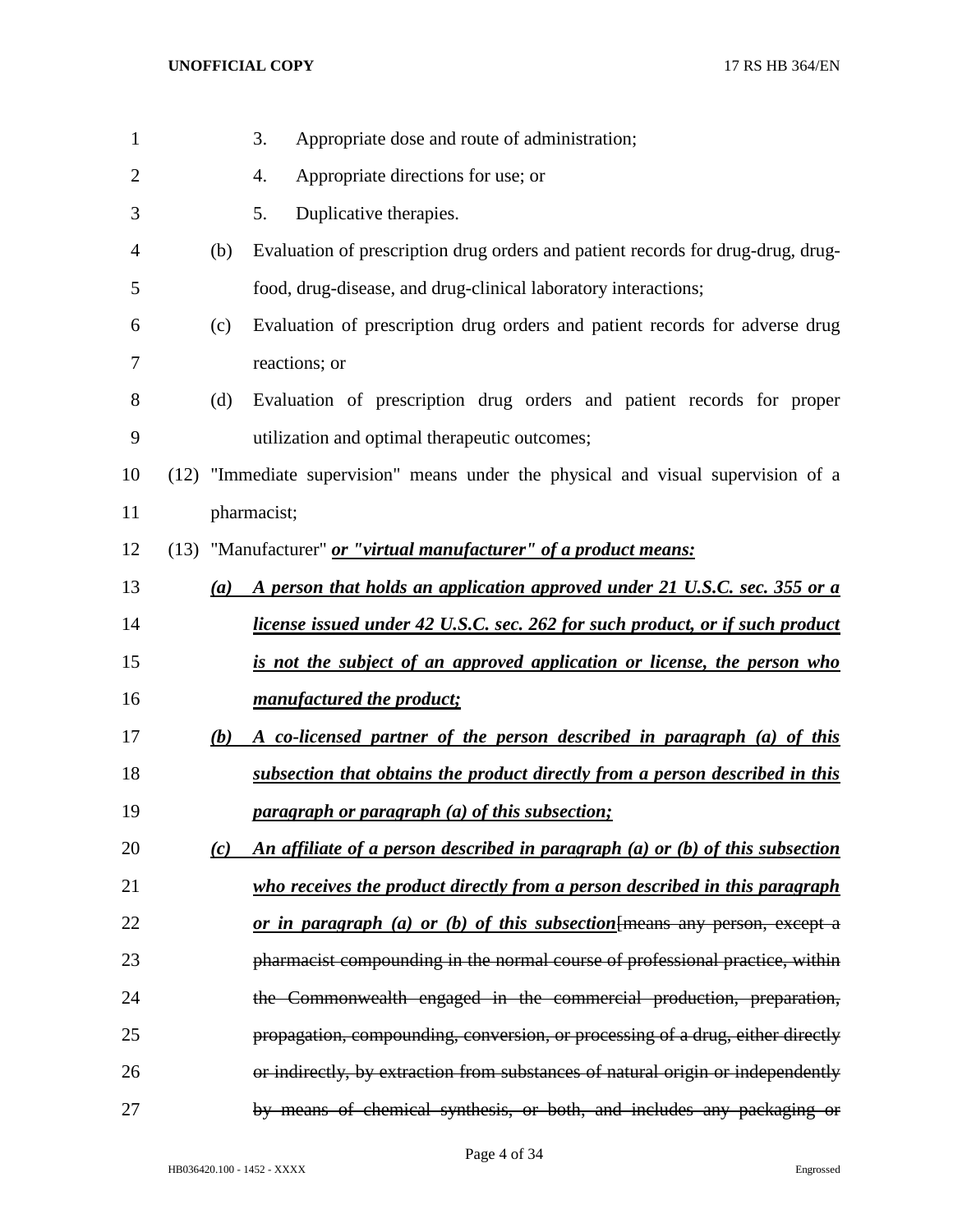3. Appropriate dose and route of administration;

4. Appropriate directions for use; or

5. Duplicative therapies.

(b) Evaluation of prescription drug orders and patient records for drug-drug, drug-food, drug-disease, and drug-clinical laboratory interactions;

(c) Evaluation of prescription drug orders and patient records for adverse drug reactions; or

(d) Evaluation of prescription drug orders and patient records for proper utilization and optimal therapeutic outcomes;

(12) "Immediate supervision" means under the physical and visual supervision of a pharmacist;

(13) "Manufacturer" ***or "virtual manufacturer" of a product means:***

***(a) A person that holds an application approved under 21 U.S.C. sec. 355 or a license issued under 42 U.S.C. sec. 262 for such product, or if such product is not the subject of an approved application or license, the person who manufactured the product;***

***(b) A co-licensed partner of the person described in paragraph (a) of this subsection that obtains the product directly from a person described in this paragraph or paragraph (a) of this subsection;***

***(c) An affiliate of a person described in paragraph (a) or (b) of this subsection who receives the product directly from a person described in this paragraph or in paragraph (a) or (b) of this subsection***[~~means any person, except a pharmacist compounding in the normal course of professional practice, within the Commonwealth engaged in the commercial production, preparation, propagation, compounding, conversion, or processing of a drug, either directly or indirectly, by extraction from substances of natural origin or independently by means of chemical synthesis, or both, and includes any packaging or~~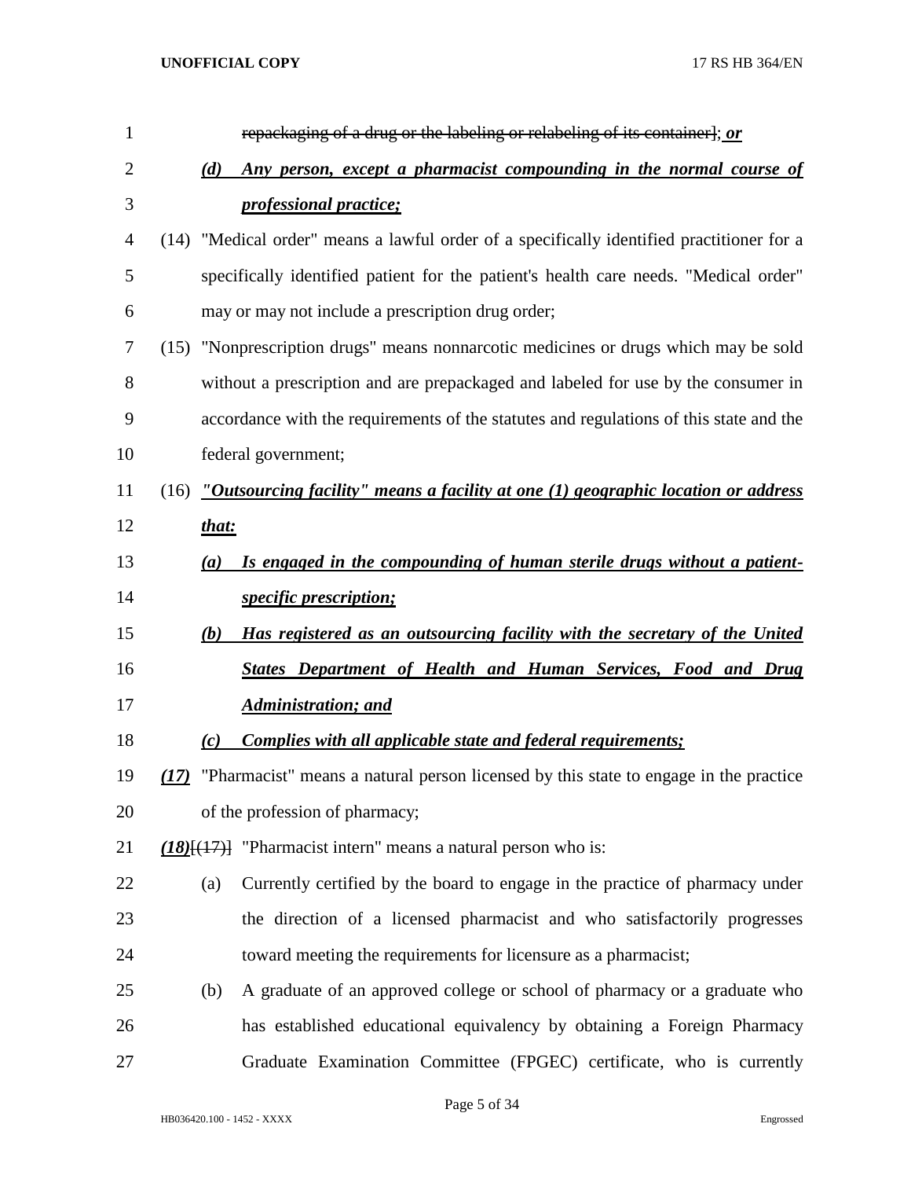~~repackaging of a drug or the labeling or relabeling of its container]~~; ***or***

***(d) Any person, except a pharmacist compounding in the normal course of professional practice;***

(14) "Medical order" means a lawful order of a specifically identified practitioner for a specifically identified patient for the patient's health care needs. "Medical order" may or may not include a prescription drug order;

(15) "Nonprescription drugs" means nonnarcotic medicines or drugs which may be sold without a prescription and are prepackaged and labeled for use by the consumer in accordance with the requirements of the statutes and regulations of this state and the federal government;

(16) ***"Outsourcing facility" means a facility at one (1) geographic location or address that:***

***(a) Is engaged in the compounding of human sterile drugs without a patient-specific prescription;***

***(b) Has registered as an outsourcing facility with the secretary of the United States Department of Health and Human Services, Food and Drug Administration; and***

***(c) Complies with all applicable state and federal requirements;***

***(17)*** "Pharmacist" means a natural person licensed by this state to engage in the practice of the profession of pharmacy;

***(18)***~~[(17)]~~ "Pharmacist intern" means a natural person who is:

(a) Currently certified by the board to engage in the practice of pharmacy under the direction of a licensed pharmacist and who satisfactorily progresses toward meeting the requirements for licensure as a pharmacist;

(b) A graduate of an approved college or school of pharmacy or a graduate who has established educational equivalency by obtaining a Foreign Pharmacy Graduate Examination Committee (FPGEC) certificate, who is currently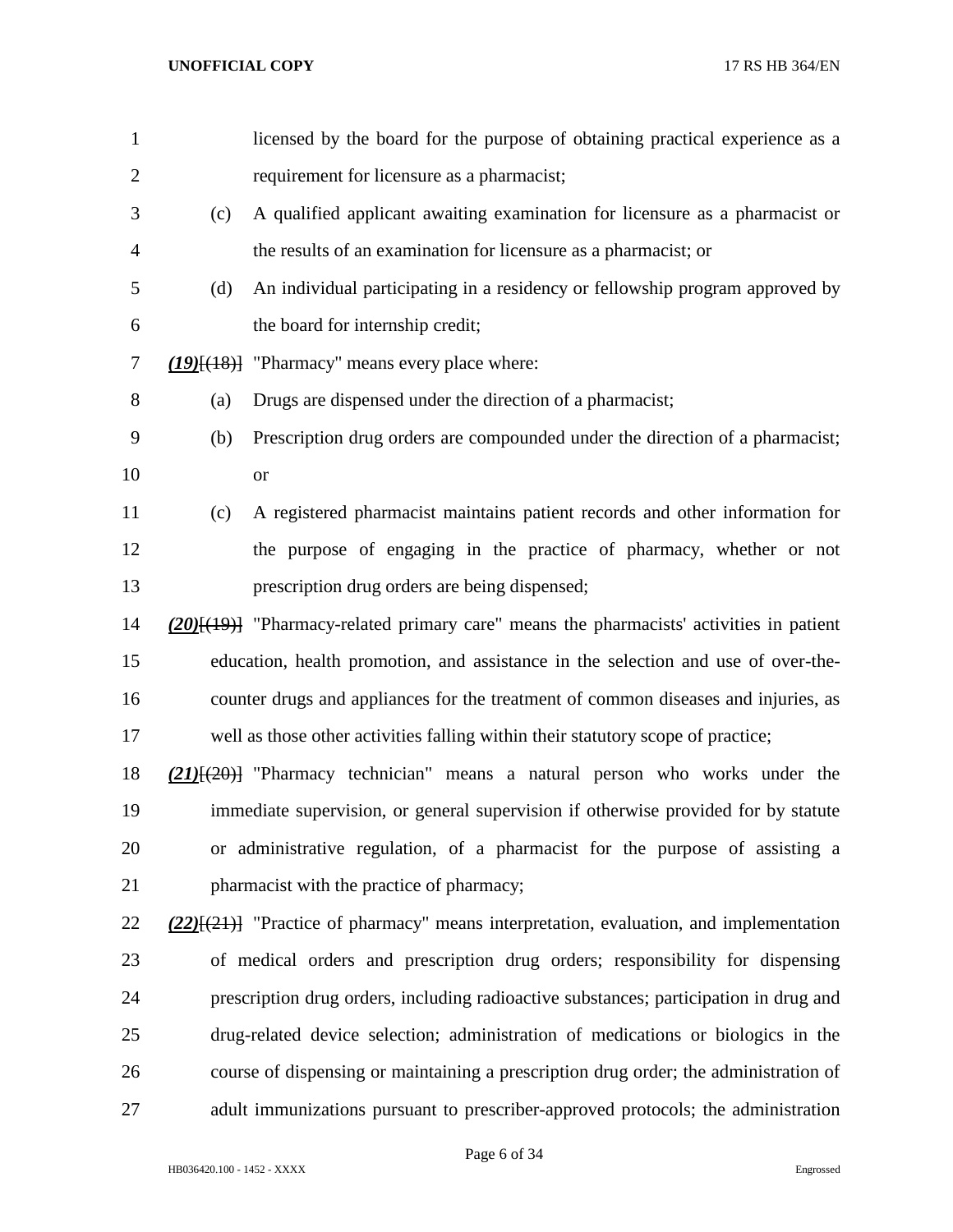licensed by the board for the purpose of obtaining practical experience as a requirement for licensure as a pharmacist;

(c) A qualified applicant awaiting examination for licensure as a pharmacist or the results of an examination for licensure as a pharmacist; or

(d) An individual participating in a residency or fellowship program approved by the board for internship credit;

***(19)***[~~(18)~~] "Pharmacy" means every place where:

(a) Drugs are dispensed under the direction of a pharmacist;

(b) Prescription drug orders are compounded under the direction of a pharmacist; or

(c) A registered pharmacist maintains patient records and other information for the purpose of engaging in the practice of pharmacy, whether or not prescription drug orders are being dispensed;

***(20)***[~~(19)~~] "Pharmacy-related primary care" means the pharmacists' activities in patient education, health promotion, and assistance in the selection and use of over-the-counter drugs and appliances for the treatment of common diseases and injuries, as well as those other activities falling within their statutory scope of practice;

***(21)***[~~(20)~~] "Pharmacy technician" means a natural person who works under the immediate supervision, or general supervision if otherwise provided for by statute or administrative regulation, of a pharmacist for the purpose of assisting a pharmacist with the practice of pharmacy;

***(22)***[~~(21)~~] "Practice of pharmacy" means interpretation, evaluation, and implementation of medical orders and prescription drug orders; responsibility for dispensing prescription drug orders, including radioactive substances; participation in drug and drug-related device selection; administration of medications or biologics in the course of dispensing or maintaining a prescription drug order; the administration of adult immunizations pursuant to prescriber-approved protocols; the administration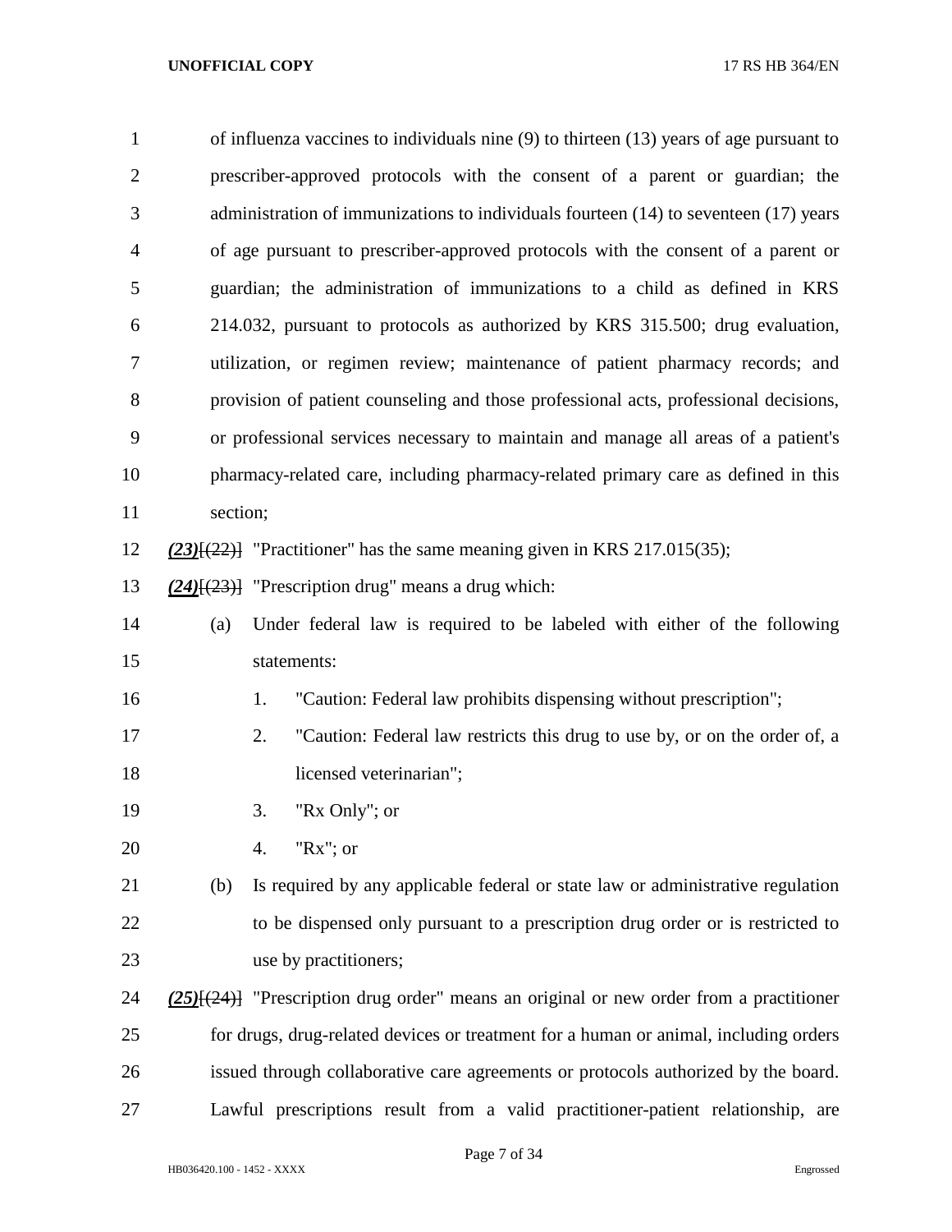of influenza vaccines to individuals nine (9) to thirteen (13) years of age pursuant to prescriber-approved protocols with the consent of a parent or guardian; the administration of immunizations to individuals fourteen (14) to seventeen (17) years of age pursuant to prescriber-approved protocols with the consent of a parent or guardian; the administration of immunizations to a child as defined in KRS 214.032, pursuant to protocols as authorized by KRS 315.500; drug evaluation, utilization, or regimen review; maintenance of patient pharmacy records; and provision of patient counseling and those professional acts, professional decisions, or professional services necessary to maintain and manage all areas of a patient's pharmacy-related care, including pharmacy-related primary care as defined in this section;

***(23)***[~~(22)~~] "Practitioner" has the same meaning given in KRS 217.015(35);

***(24)***[~~(23)~~] "Prescription drug" means a drug which:

(a) Under federal law is required to be labeled with either of the following statements:

1. "Caution: Federal law prohibits dispensing without prescription";
2. "Caution: Federal law restricts this drug to use by, or on the order of, a licensed veterinarian";
3. "Rx Only"; or
4. "Rx"; or

(b) Is required by any applicable federal or state law or administrative regulation to be dispensed only pursuant to a prescription drug order or is restricted to use by practitioners;

***(25)***[~~(24)~~] "Prescription drug order" means an original or new order from a practitioner for drugs, drug-related devices or treatment for a human or animal, including orders issued through collaborative care agreements or protocols authorized by the board. Lawful prescriptions result from a valid practitioner-patient relationship, are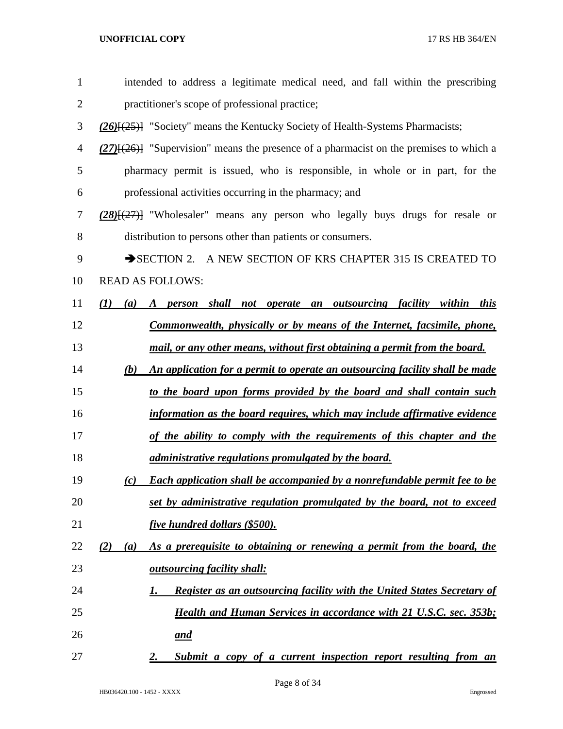intended to address a legitimate medical need, and fall within the prescribing practitioner's scope of professional practice;

***(26)***~~[(25)]~~ "Society" means the Kentucky Society of Health-Systems Pharmacists;

***(27)***~~[(26)]~~ "Supervision" means the presence of a pharmacist on the premises to which a pharmacy permit is issued, who is responsible, in whole or in part, for the professional activities occurring in the pharmacy; and

***(28)***~~[(27)]~~ "Wholesaler" means any person who legally buys drugs for resale or distribution to persons other than patients or consumers.

➔SECTION 2. A NEW SECTION OF KRS CHAPTER 315 IS CREATED TO READ AS FOLLOWS:

***(1) (a) A person shall not operate an outsourcing facility within this Commonwealth, physically or by means of the Internet, facsimile, phone, mail, or any other means, without first obtaining a permit from the board.***

***(b) An application for a permit to operate an outsourcing facility shall be made to the board upon forms provided by the board and shall contain such information as the board requires, which may include affirmative evidence of the ability to comply with the requirements of this chapter and the administrative regulations promulgated by the board.***

***(c) Each application shall be accompanied by a nonrefundable permit fee to be set by administrative regulation promulgated by the board, not to exceed five hundred dollars ($500).***

***(2) (a) As a prerequisite to obtaining or renewing a permit from the board, the outsourcing facility shall:***

***1. Register as an outsourcing facility with the United States Secretary of Health and Human Services in accordance with 21 U.S.C. sec. 353b; and***

***2. Submit a copy of a current inspection report resulting from an***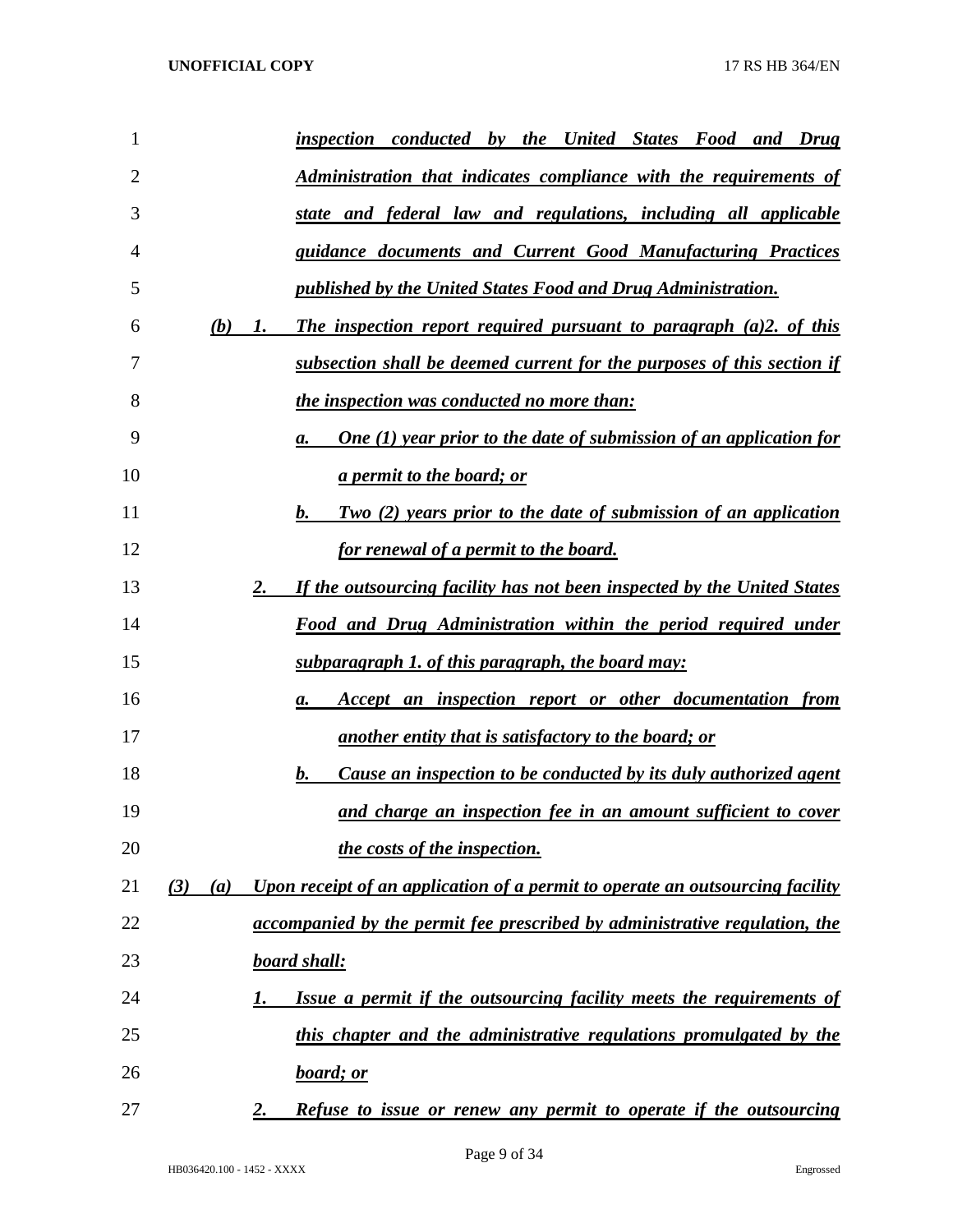*inspection conducted by the United States Food and Drug Administration that indicates compliance with the requirements of state and federal law and regulations, including all applicable guidance documents and Current Good Manufacturing Practices published by the United States Food and Drug Administration.*

*(b) 1. The inspection report required pursuant to paragraph (a)2. of this subsection shall be deemed current for the purposes of this section if the inspection was conducted no more than:*

*a. One (1) year prior to the date of submission of an application for a permit to the board; or*

*b. Two (2) years prior to the date of submission of an application for renewal of a permit to the board.*

*2. If the outsourcing facility has not been inspected by the United States Food and Drug Administration within the period required under subparagraph 1. of this paragraph, the board may:*

*a. Accept an inspection report or other documentation from another entity that is satisfactory to the board; or*

*b. Cause an inspection to be conducted by its duly authorized agent and charge an inspection fee in an amount sufficient to cover the costs of the inspection.*

*(3) (a) Upon receipt of an application of a permit to operate an outsourcing facility accompanied by the permit fee prescribed by administrative regulation, the board shall:*

*1. Issue a permit if the outsourcing facility meets the requirements of this chapter and the administrative regulations promulgated by the board; or*

*2. Refuse to issue or renew any permit to operate if the outsourcing*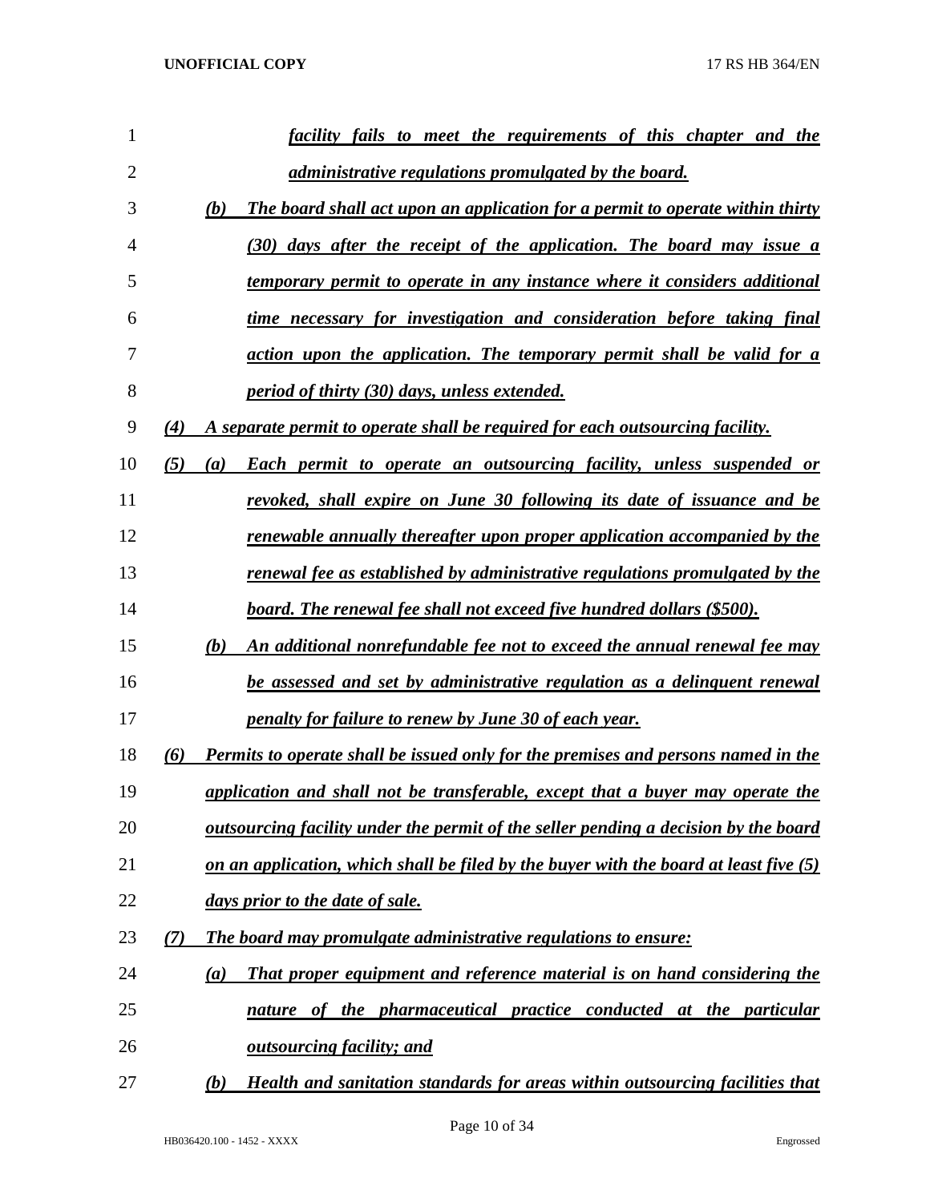*facility fails to meet the requirements of this chapter and the administrative regulations promulgated by the board.*

*(b) The board shall act upon an application for a permit to operate within thirty (30) days after the receipt of the application. The board may issue a temporary permit to operate in any instance where it considers additional time necessary for investigation and consideration before taking final action upon the application. The temporary permit shall be valid for a period of thirty (30) days, unless extended.*

*(4) A separate permit to operate shall be required for each outsourcing facility.*

*(5) (a) Each permit to operate an outsourcing facility, unless suspended or revoked, shall expire on June 30 following its date of issuance and be renewable annually thereafter upon proper application accompanied by the renewal fee as established by administrative regulations promulgated by the board. The renewal fee shall not exceed five hundred dollars ($500).*

*(b) An additional nonrefundable fee not to exceed the annual renewal fee may be assessed and set by administrative regulation as a delinquent renewal penalty for failure to renew by June 30 of each year.*

*(6) Permits to operate shall be issued only for the premises and persons named in the application and shall not be transferable, except that a buyer may operate the outsourcing facility under the permit of the seller pending a decision by the board on an application, which shall be filed by the buyer with the board at least five (5) days prior to the date of sale.*

*(7) The board may promulgate administrative regulations to ensure:*

*(a) That proper equipment and reference material is on hand considering the nature of the pharmaceutical practice conducted at the particular outsourcing facility; and*

*(b) Health and sanitation standards for areas within outsourcing facilities that*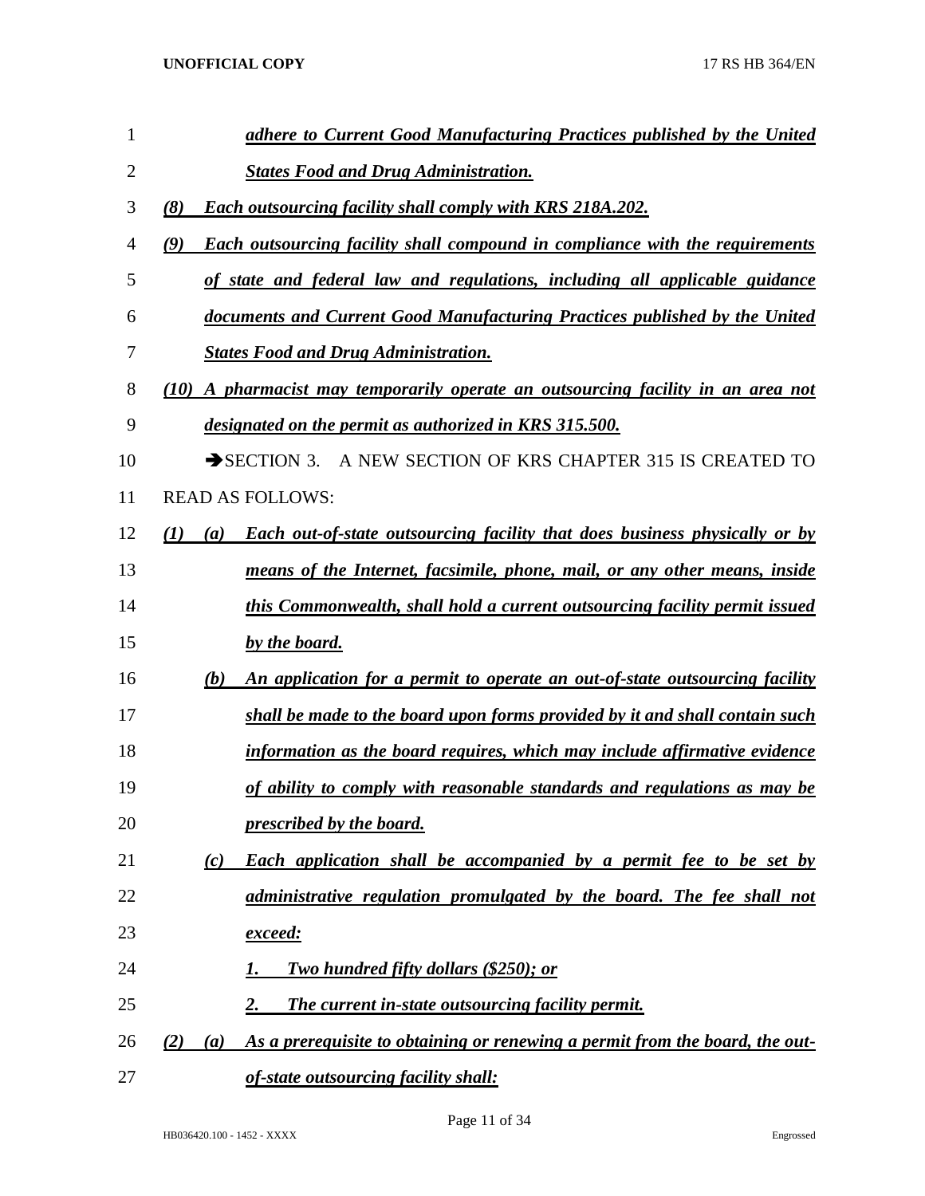***adhere to Current Good Manufacturing Practices published by the United States Food and Drug Administration.***

***(8) Each outsourcing facility shall comply with KRS 218A.202.***

***(9) Each outsourcing facility shall compound in compliance with the requirements of state and federal law and regulations, including all applicable guidance documents and Current Good Manufacturing Practices published by the United States Food and Drug Administration.***

***(10) A pharmacist may temporarily operate an outsourcing facility in an area not designated on the permit as authorized in KRS 315.500.***

➔SECTION 3. A NEW SECTION OF KRS CHAPTER 315 IS CREATED TO READ AS FOLLOWS:

***(1) (a) Each out-of-state outsourcing facility that does business physically or by means of the Internet, facsimile, phone, mail, or any other means, inside this Commonwealth, shall hold a current outsourcing facility permit issued by the board.***

***(b) An application for a permit to operate an out-of-state outsourcing facility shall be made to the board upon forms provided by it and shall contain such information as the board requires, which may include affirmative evidence of ability to comply with reasonable standards and regulations as may be prescribed by the board.***

***(c) Each application shall be accompanied by a permit fee to be set by administrative regulation promulgated by the board. The fee shall not exceed:***

***1. Two hundred fifty dollars ($250); or***

***2. The current in-state outsourcing facility permit.***

***(2) (a) As a prerequisite to obtaining or renewing a permit from the board, the out-of-state outsourcing facility shall:***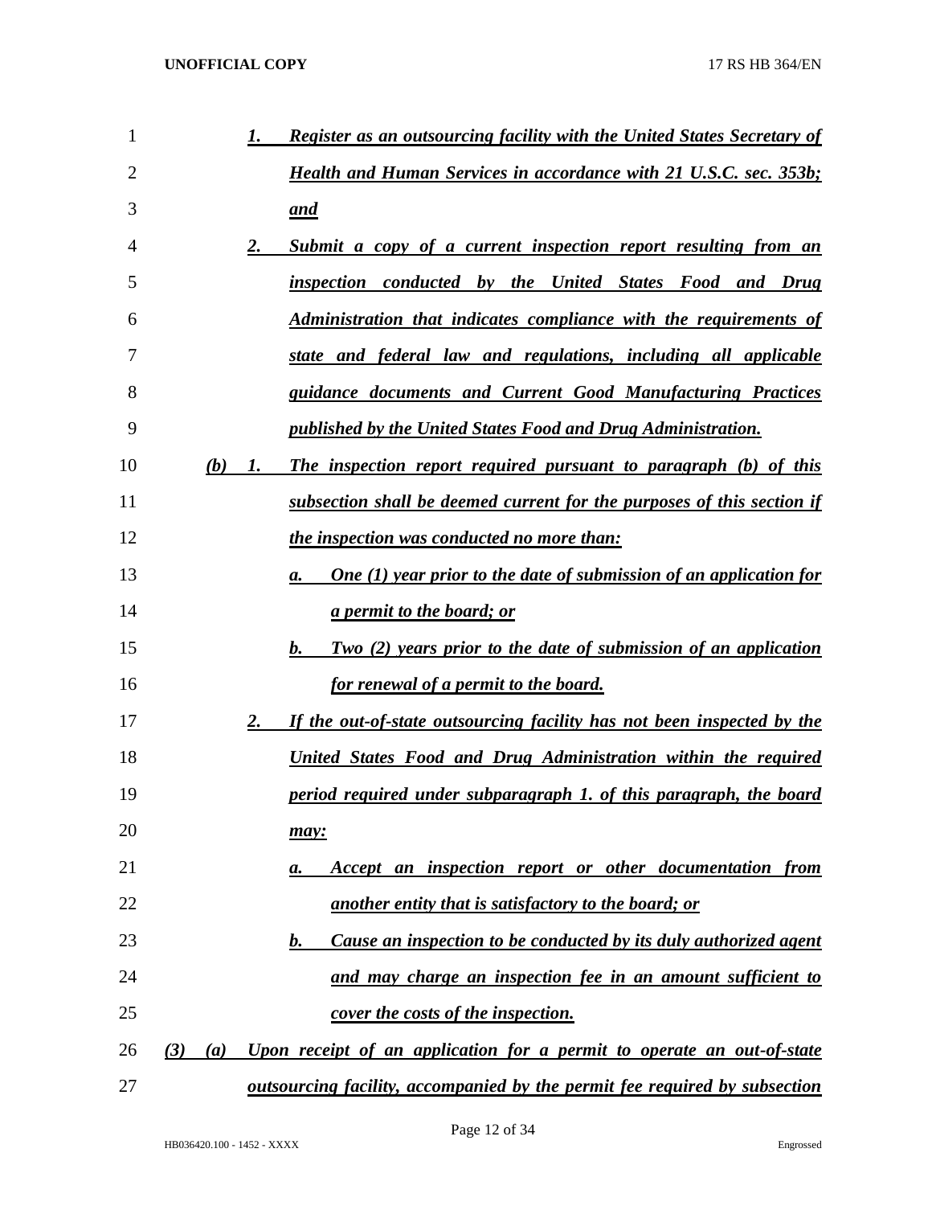1. ***Register as an outsourcing facility with the United States Secretary of Health and Human Services in accordance with 21 U.S.C. sec. 353b; and***

2. ***Submit a copy of a current inspection report resulting from an inspection conducted by the United States Food and Drug Administration that indicates compliance with the requirements of state and federal law and regulations, including all applicable guidance documents and Current Good Manufacturing Practices published by the United States Food and Drug Administration.***

***(b)*** ***1.*** ***The inspection report required pursuant to paragraph (b) of this subsection shall be deemed current for the purposes of this section if the inspection was conducted no more than:***

***a.*** ***One (1) year prior to the date of submission of an application for a permit to the board; or***

***b.*** ***Two (2) years prior to the date of submission of an application for renewal of a permit to the board.***

***2.*** ***If the out-of-state outsourcing facility has not been inspected by the United States Food and Drug Administration within the required period required under subparagraph 1. of this paragraph, the board may:***

***a.*** ***Accept an inspection report or other documentation from another entity that is satisfactory to the board; or***

***b.*** ***Cause an inspection to be conducted by its duly authorized agent and may charge an inspection fee in an amount sufficient to cover the costs of the inspection.***

***(3)*** ***(a)*** ***Upon receipt of an application for a permit to operate an out-of-state outsourcing facility, accompanied by the permit fee required by subsection***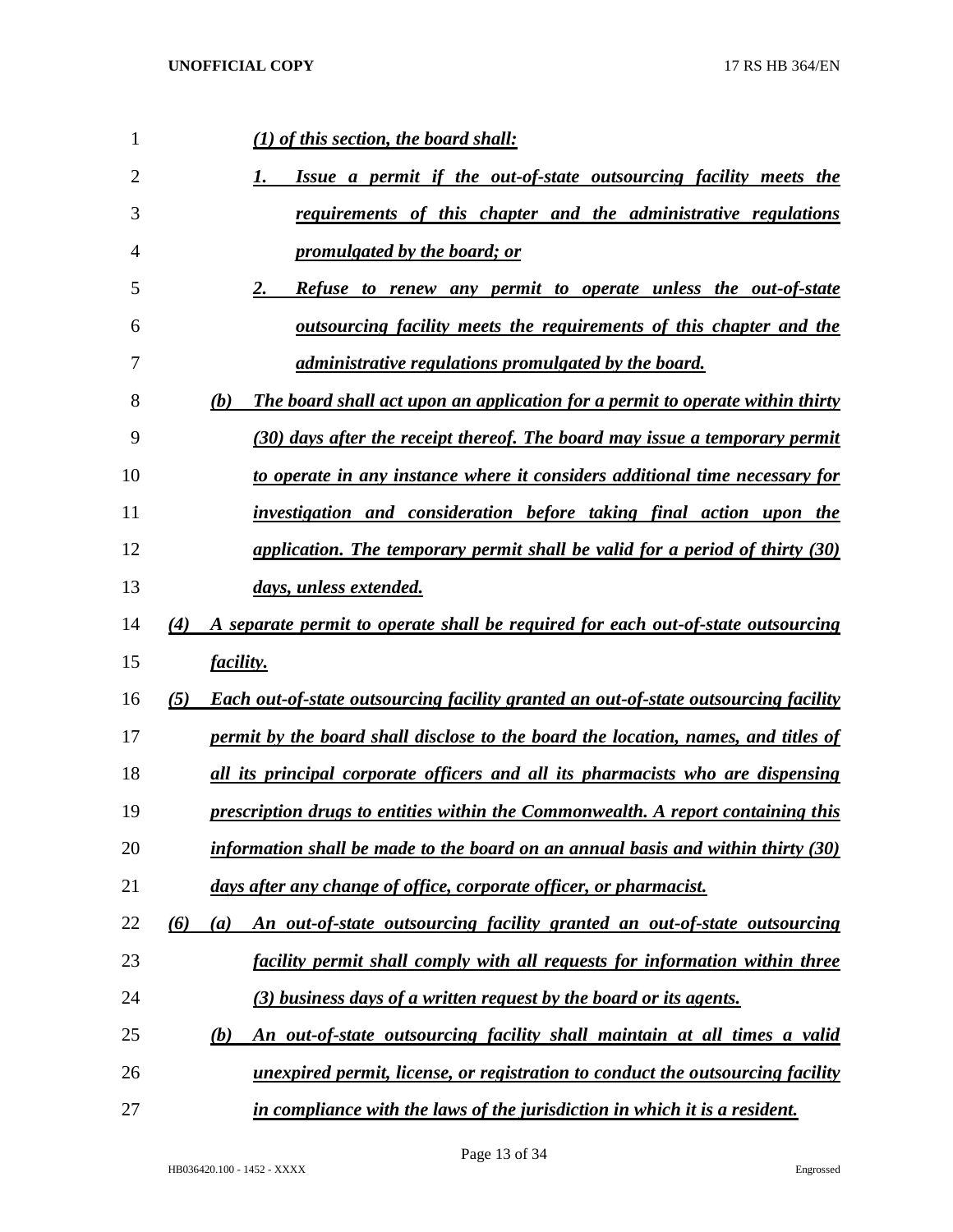*(1) of this section, the board shall:*

1. *Issue a permit if the out-of-state outsourcing facility meets the requirements of this chapter and the administrative regulations promulgated by the board; or*

2. *Refuse to renew any permit to operate unless the out-of-state outsourcing facility meets the requirements of this chapter and the administrative regulations promulgated by the board.*

*(b) The board shall act upon an application for a permit to operate within thirty (30) days after the receipt thereof. The board may issue a temporary permit to operate in any instance where it considers additional time necessary for investigation and consideration before taking final action upon the application. The temporary permit shall be valid for a period of thirty (30) days, unless extended.*

*(4) A separate permit to operate shall be required for each out-of-state outsourcing facility.*

*(5) Each out-of-state outsourcing facility granted an out-of-state outsourcing facility permit by the board shall disclose to the board the location, names, and titles of all its principal corporate officers and all its pharmacists who are dispensing prescription drugs to entities within the Commonwealth. A report containing this information shall be made to the board on an annual basis and within thirty (30) days after any change of office, corporate officer, or pharmacist.*

*(6) (a) An out-of-state outsourcing facility granted an out-of-state outsourcing facility permit shall comply with all requests for information within three (3) business days of a written request by the board or its agents.*

*(b) An out-of-state outsourcing facility shall maintain at all times a valid unexpired permit, license, or registration to conduct the outsourcing facility in compliance with the laws of the jurisdiction in which it is a resident.*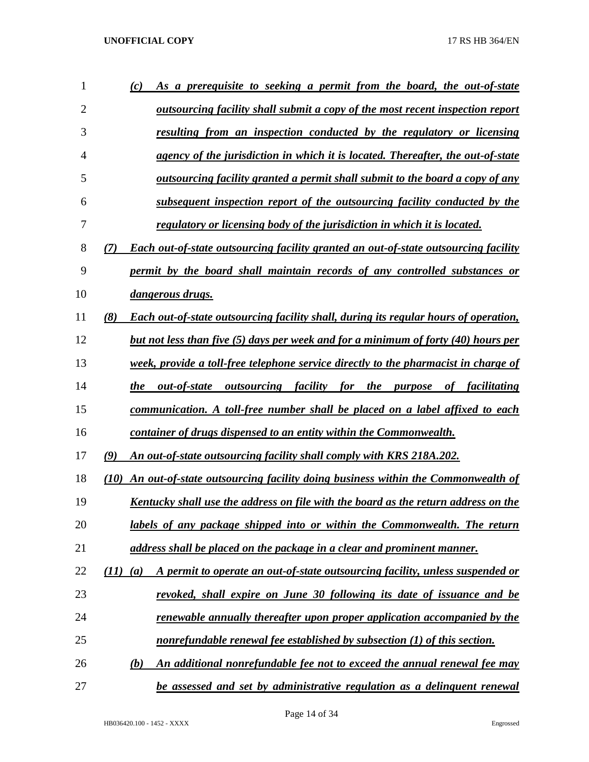*(c) As a prerequisite to seeking a permit from the board, the out-of-state outsourcing facility shall submit a copy of the most recent inspection report resulting from an inspection conducted by the regulatory or licensing agency of the jurisdiction in which it is located. Thereafter, the out-of-state outsourcing facility granted a permit shall submit to the board a copy of any subsequent inspection report of the outsourcing facility conducted by the regulatory or licensing body of the jurisdiction in which it is located.*

*(7) Each out-of-state outsourcing facility granted an out-of-state outsourcing facility permit by the board shall maintain records of any controlled substances or dangerous drugs.*

*(8) Each out-of-state outsourcing facility shall, during its regular hours of operation, but not less than five (5) days per week and for a minimum of forty (40) hours per week, provide a toll-free telephone service directly to the pharmacist in charge of the out-of-state outsourcing facility for the purpose of facilitating communication. A toll-free number shall be placed on a label affixed to each container of drugs dispensed to an entity within the Commonwealth.*

*(9) An out-of-state outsourcing facility shall comply with KRS 218A.202.*

*(10) An out-of-state outsourcing facility doing business within the Commonwealth of Kentucky shall use the address on file with the board as the return address on the labels of any package shipped into or within the Commonwealth. The return address shall be placed on the package in a clear and prominent manner.*

*(11) (a) A permit to operate an out-of-state outsourcing facility, unless suspended or revoked, shall expire on June 30 following its date of issuance and be renewable annually thereafter upon proper application accompanied by the nonrefundable renewal fee established by subsection (1) of this section.*

*(b) An additional nonrefundable fee not to exceed the annual renewal fee may be assessed and set by administrative regulation as a delinquent renewal*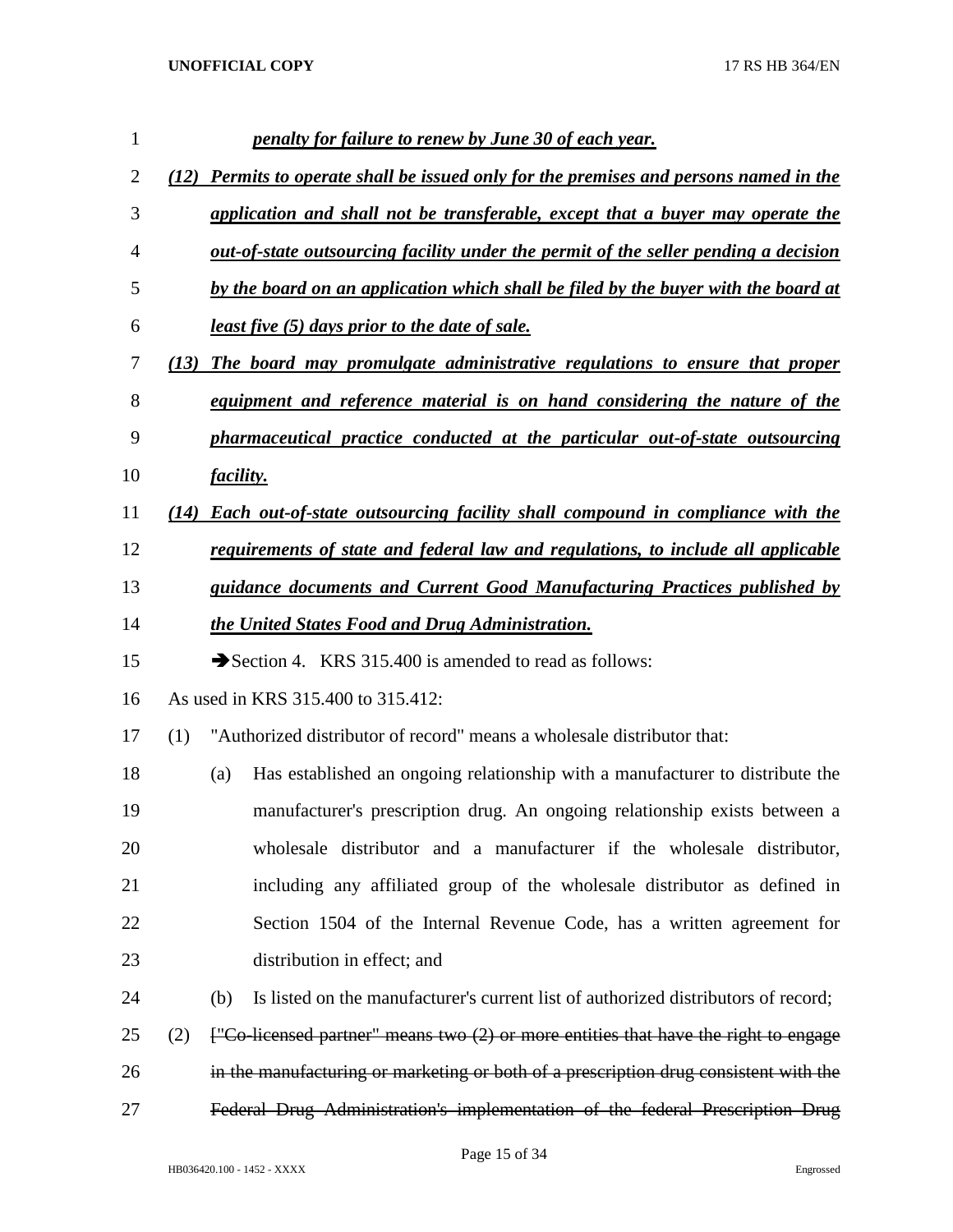***penalty for failure to renew by June 30 of each year.***

***(12) Permits to operate shall be issued only for the premises and persons named in the application and shall not be transferable, except that a buyer may operate the out-of-state outsourcing facility under the permit of the seller pending a decision by the board on an application which shall be filed by the buyer with the board at least five (5) days prior to the date of sale.***

***(13) The board may promulgate administrative regulations to ensure that proper equipment and reference material is on hand considering the nature of the pharmaceutical practice conducted at the particular out-of-state outsourcing facility.***

***(14) Each out-of-state outsourcing facility shall compound in compliance with the requirements of state and federal law and regulations, to include all applicable guidance documents and Current Good Manufacturing Practices published by the United States Food and Drug Administration.***

➔Section 4. KRS 315.400 is amended to read as follows:

As used in KRS 315.400 to 315.412:

(1) "Authorized distributor of record" means a wholesale distributor that:

(a) Has established an ongoing relationship with a manufacturer to distribute the manufacturer's prescription drug. An ongoing relationship exists between a wholesale distributor and a manufacturer if the wholesale distributor, including any affiliated group of the wholesale distributor as defined in Section 1504 of the Internal Revenue Code, has a written agreement for distribution in effect; and

(b) Is listed on the manufacturer's current list of authorized distributors of record;

(2) ~~["Co-licensed partner" means two (2) or more entities that have the right to engage in the manufacturing or marketing or both of a prescription drug consistent with the Federal Drug Administration's implementation of the federal Prescription Drug~~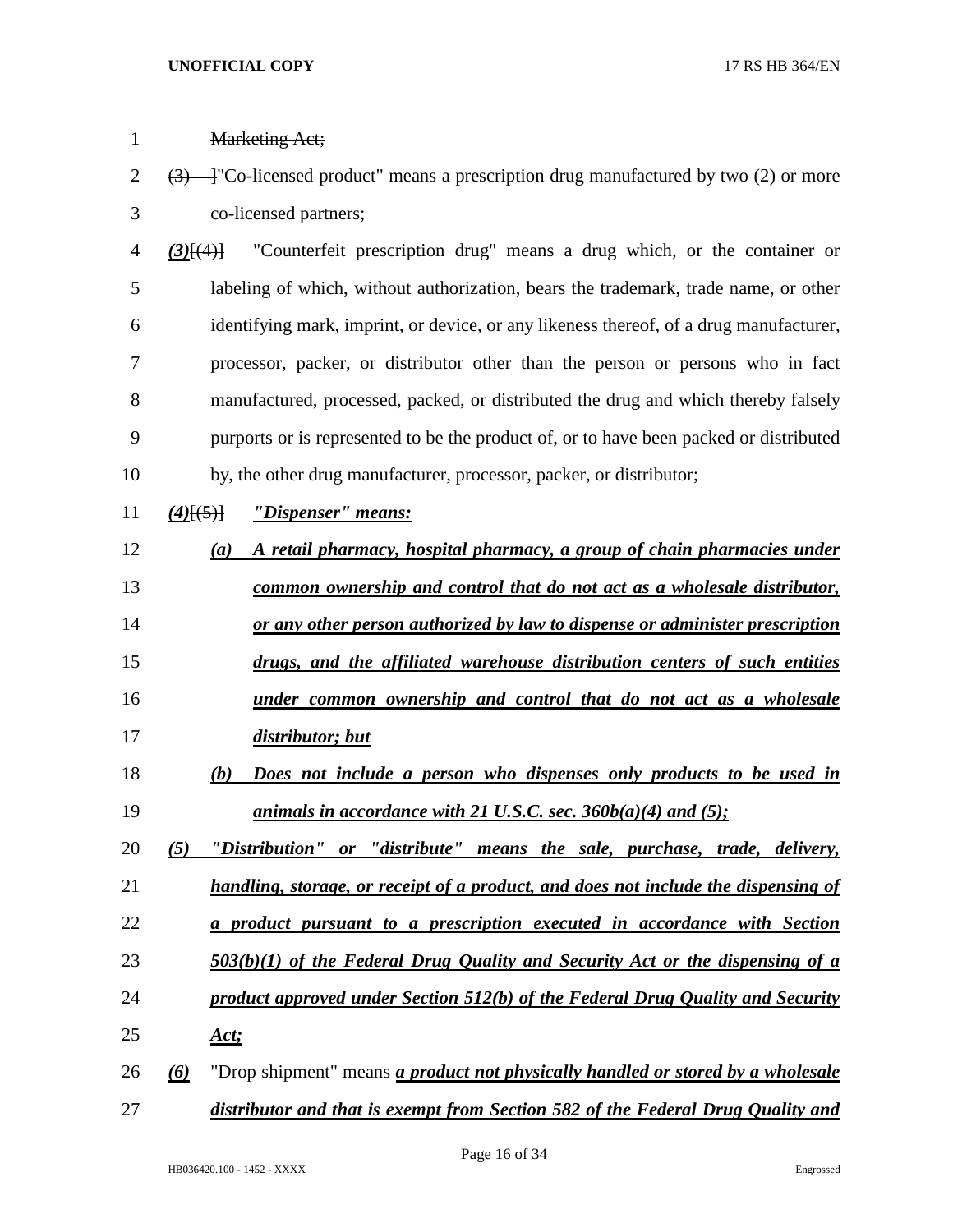1 ~~Marketing Act;~~

2 ~~(3)~~ ]"Co-licensed product" means a prescription drug manufactured by two (2) or more co-licensed partners;

4 ***(3)***[~~(4)~~] "Counterfeit prescription drug" means a drug which, or the container or labeling of which, without authorization, bears the trademark, trade name, or other identifying mark, imprint, or device, or any likeness thereof, of a drug manufacturer, processor, packer, or distributor other than the person or persons who in fact manufactured, processed, packed, or distributed the drug and which thereby falsely purports or is represented to be the product of, or to have been packed or distributed by, the other drug manufacturer, processor, packer, or distributor;

11 ***(4)***[~~(5)~~] ***"Dispenser" means:***

12 ***(a) A retail pharmacy, hospital pharmacy, a group of chain pharmacies under common ownership and control that do not act as a wholesale distributor, or any other person authorized by law to dispense or administer prescription drugs, and the affiliated warehouse distribution centers of such entities under common ownership and control that do not act as a wholesale distributor; but***

18 ***(b) Does not include a person who dispenses only products to be used in animals in accordance with 21 U.S.C. sec. 360b(a)(4) and (5);***

20 ***(5) "Distribution" or "distribute" means the sale, purchase, trade, delivery, handling, storage, or receipt of a product, and does not include the dispensing of a product pursuant to a prescription executed in accordance with Section 503(b)(1) of the Federal Drug Quality and Security Act or the dispensing of a product approved under Section 512(b) of the Federal Drug Quality and Security Act;***

26 ***(6)*** "Drop shipment" means ***a product not physically handled or stored by a wholesale distributor and that is exempt from Section 582 of the Federal Drug Quality and***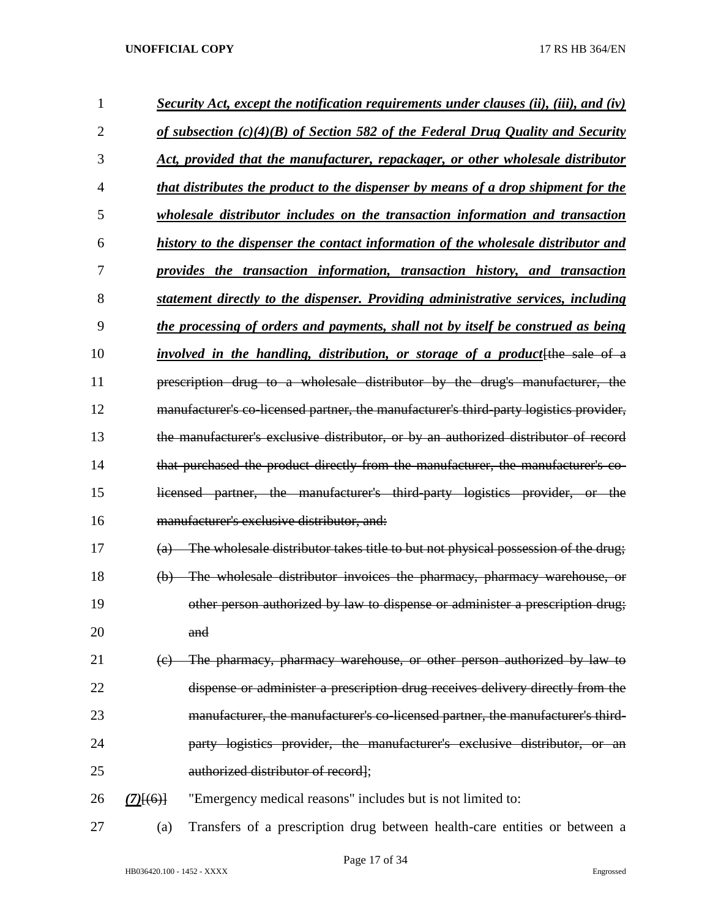*Security Act, except the notification requirements under clauses (ii), (iii), and (iv) of subsection (c)(4)(B) of Section 582 of the Federal Drug Quality and Security Act, provided that the manufacturer, repackager, or other wholesale distributor that distributes the product to the dispenser by means of a drop shipment for the wholesale distributor includes on the transaction information and transaction history to the dispenser the contact information of the wholesale distributor and provides the transaction information, transaction history, and transaction statement directly to the dispenser. Providing administrative services, including the processing of orders and payments, shall not by itself be construed as being involved in the handling, distribution, or storage of a product*~~[the sale of a prescription drug to a wholesale distributor by the drug's manufacturer, the manufacturer's co-licensed partner, the manufacturer's third-party logistics provider, the manufacturer's exclusive distributor, or by an authorized distributor of record that purchased the product directly from the manufacturer, the manufacturer's co-licensed partner, the manufacturer's third-party logistics provider, or the manufacturer's exclusive distributor, and:~~

~~(a) The wholesale distributor takes title to but not physical possession of the drug;~~

~~(b) The wholesale distributor invoices the pharmacy, pharmacy warehouse, or other person authorized by law to dispense or administer a prescription drug; and~~

~~(c) The pharmacy, pharmacy warehouse, or other person authorized by law to dispense or administer a prescription drug receives delivery directly from the manufacturer, the manufacturer's co-licensed partner, the manufacturer's third-party logistics provider, the manufacturer's exclusive distributor, or an authorized distributor of record]~~;

*(7)*~~[(6)]~~ "Emergency medical reasons" includes but is not limited to:

(a) Transfers of a prescription drug between health-care entities or between a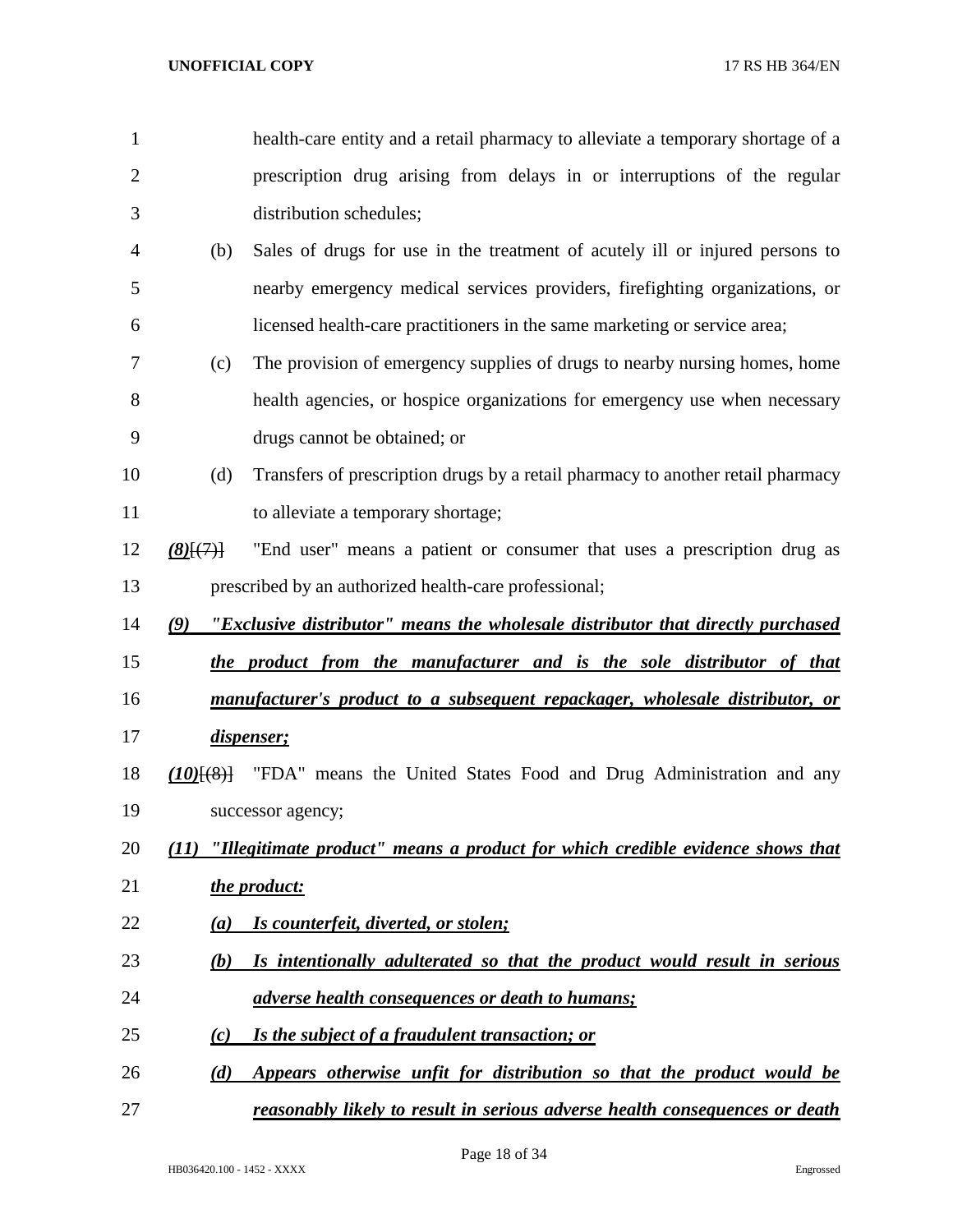health-care entity and a retail pharmacy to alleviate a temporary shortage of a prescription drug arising from delays in or interruptions of the regular distribution schedules;

(b) Sales of drugs for use in the treatment of acutely ill or injured persons to nearby emergency medical services providers, firefighting organizations, or licensed health-care practitioners in the same marketing or service area;

(c) The provision of emergency supplies of drugs to nearby nursing homes, home health agencies, or hospice organizations for emergency use when necessary drugs cannot be obtained; or

(d) Transfers of prescription drugs by a retail pharmacy to another retail pharmacy to alleviate a temporary shortage;

***(8)***~~[(7)]~~ "End user" means a patient or consumer that uses a prescription drug as prescribed by an authorized health-care professional;

***(9) "Exclusive distributor" means the wholesale distributor that directly purchased the product from the manufacturer and is the sole distributor of that manufacturer's product to a subsequent repackager, wholesale distributor, or dispenser;***

***(10)***~~[(8)]~~ "FDA" means the United States Food and Drug Administration and any successor agency;

***(11) "Illegitimate product" means a product for which credible evidence shows that the product:***

***(a) Is counterfeit, diverted, or stolen;***

***(b) Is intentionally adulterated so that the product would result in serious adverse health consequences or death to humans;***

***(c) Is the subject of a fraudulent transaction; or***

***(d) Appears otherwise unfit for distribution so that the product would be reasonably likely to result in serious adverse health consequences or death***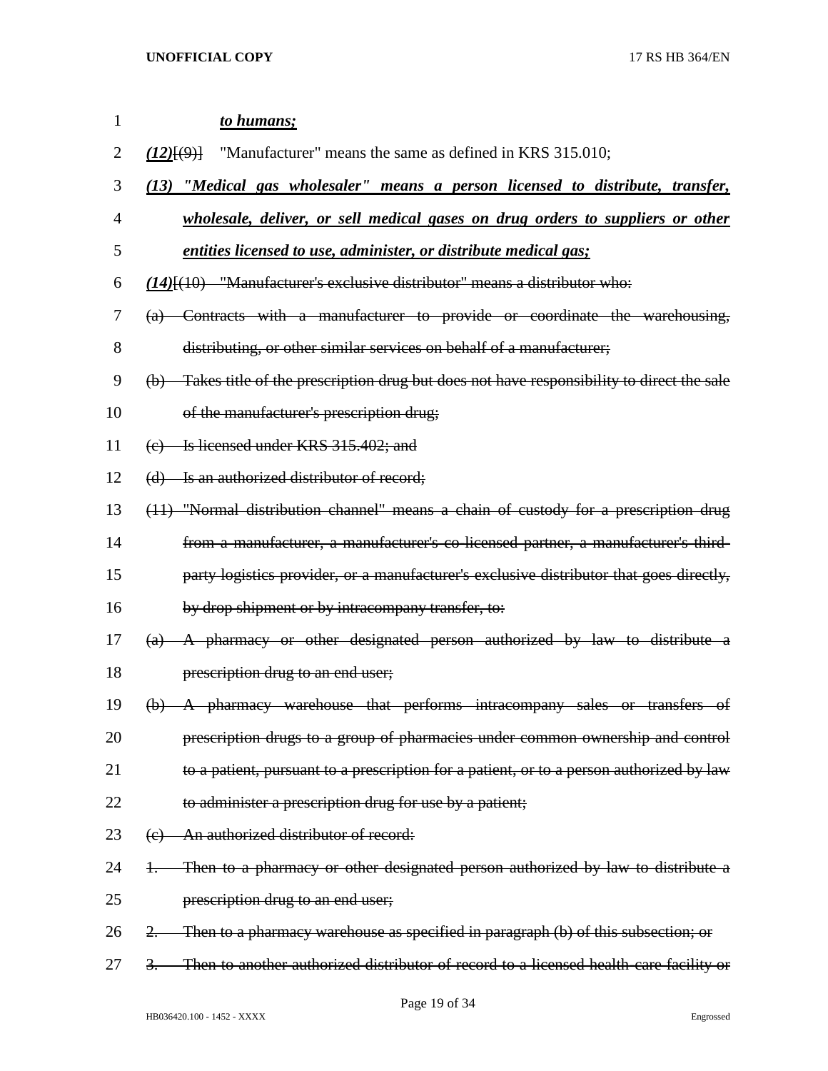*to humans;*

*(12)*[(9)] "Manufacturer" means the same as defined in KRS 315.010;

*(13) "Medical gas wholesaler" means a person licensed to distribute, transfer, wholesale, deliver, or sell medical gases on drug orders to suppliers or other entities licensed to use, administer, or distribute medical gas;*

*(14)*[(10) "Manufacturer's exclusive distributor" means a distributor who:

(a) Contracts with a manufacturer to provide or coordinate the warehousing, distributing, or other similar services on behalf of a manufacturer;

(b) Takes title of the prescription drug but does not have responsibility to direct the sale of the manufacturer's prescription drug;

(c) Is licensed under KRS 315.402; and

(d) Is an authorized distributor of record;

(11) "Normal distribution channel" means a chain of custody for a prescription drug from a manufacturer, a manufacturer's co-licensed partner, a manufacturer's third-party logistics provider, or a manufacturer's exclusive distributor that goes directly, by drop shipment or by intracompany transfer, to:

(a) A pharmacy or other designated person authorized by law to distribute a prescription drug to an end user;

(b) A pharmacy warehouse that performs intracompany sales or transfers of prescription drugs to a group of pharmacies under common ownership and control to a patient, pursuant to a prescription for a patient, or to a person authorized by law to administer a prescription drug for use by a patient;

(c) An authorized distributor of record:

1. Then to a pharmacy or other designated person authorized by law to distribute a prescription drug to an end user;

2. Then to a pharmacy warehouse as specified in paragraph (b) of this subsection; or

3. Then to another authorized distributor of record to a licensed health-care facility or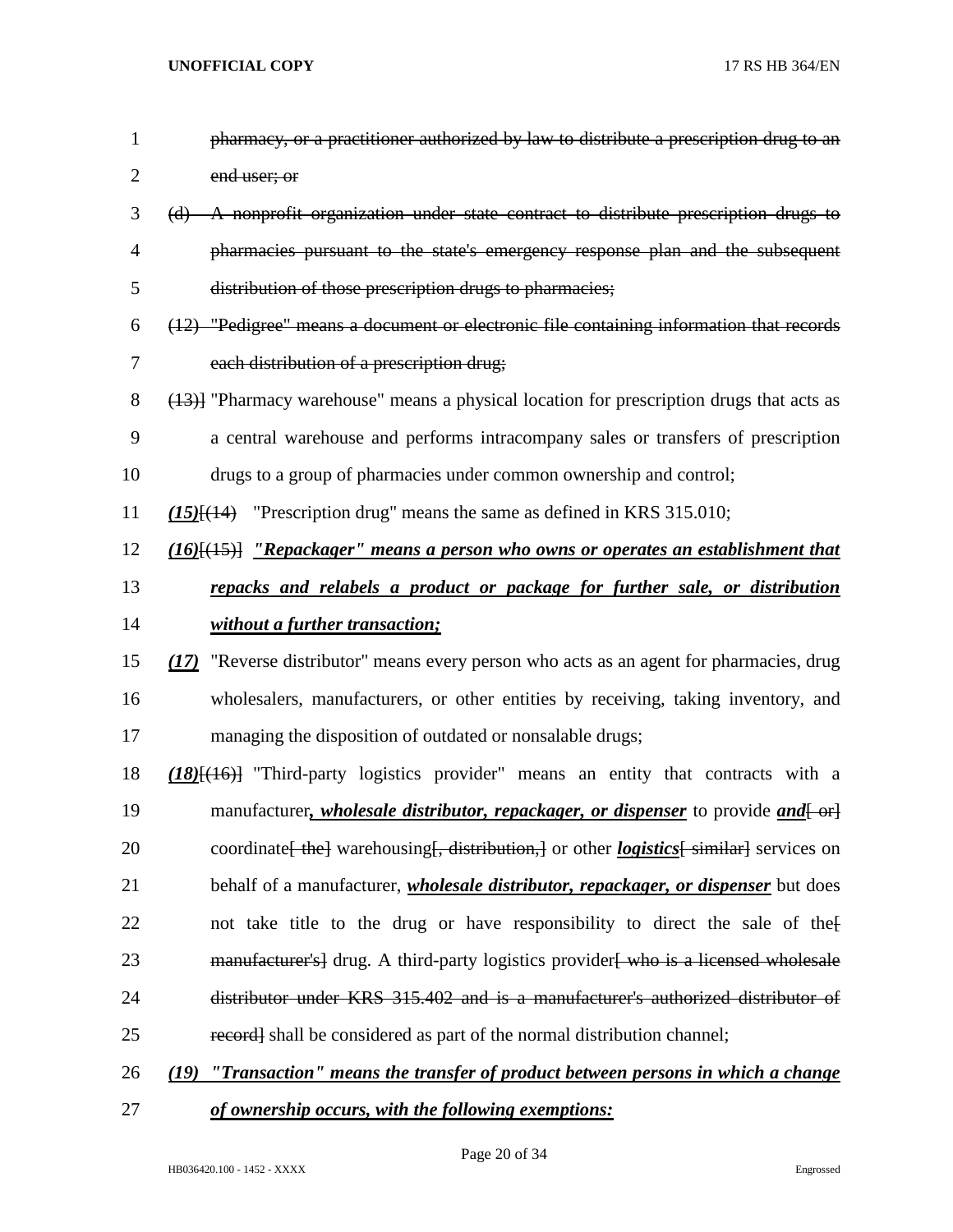~~pharmacy, or a practitioner authorized by law to distribute a prescription drug to an end user; or~~

~~(d) A nonprofit organization under state contract to distribute prescription drugs to pharmacies pursuant to the state's emergency response plan and the subsequent distribution of those prescription drugs to pharmacies;~~

~~(12) "Pedigree" means a document or electronic file containing information that records each distribution of a prescription drug;~~

~~(13)~~] "Pharmacy warehouse" means a physical location for prescription drugs that acts as a central warehouse and performs intracompany sales or transfers of prescription drugs to a group of pharmacies under common ownership and control;

***(15)***[~~(14)~~] "Prescription drug" means the same as defined in KRS 315.010;

***(16)***[~~(15)~~] ***"Repackager" means a person who owns or operates an establishment that repacks and relabels a product or package for further sale, or distribution without a further transaction;***

***(17)*** "Reverse distributor" means every person who acts as an agent for pharmacies, drug wholesalers, manufacturers, or other entities by receiving, taking inventory, and managing the disposition of outdated or nonsalable drugs;

***(18)***[~~(16)~~] "Third-party logistics provider" means an entity that contracts with a manufacturer***, wholesale distributor, repackager, or dispenser*** to provide ***and***[~~ or~~] coordinate[~~ the~~] warehousing[~~, distribution,~~] or other ***logistics***[~~ similar~~] services on behalf of a manufacturer, ***wholesale distributor, repackager, or dispenser*** but does not take title to the drug or have responsibility to direct the sale of the[~~ manufacturer's~~] drug. A third-party logistics provider[~~ who is a licensed wholesale distributor under KRS 315.402 and is a manufacturer's authorized distributor of record~~] shall be considered as part of the normal distribution channel;

***(19) "Transaction" means the transfer of product between persons in which a change of ownership occurs, with the following exemptions:***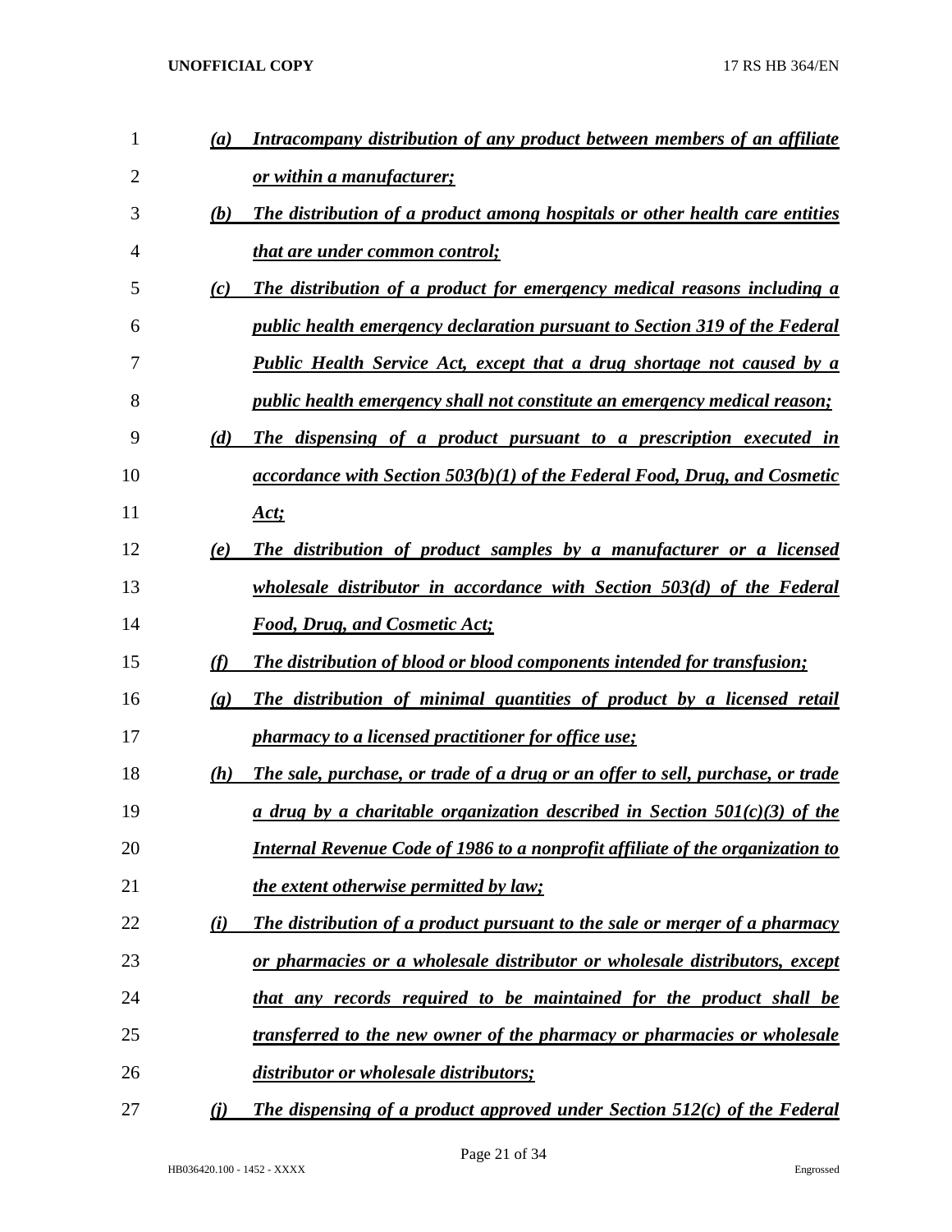*(a) Intracompany distribution of any product between members of an affiliate or within a manufacturer;*

*(b) The distribution of a product among hospitals or other health care entities that are under common control;*

*(c) The distribution of a product for emergency medical reasons including a public health emergency declaration pursuant to Section 319 of the Federal Public Health Service Act, except that a drug shortage not caused by a public health emergency shall not constitute an emergency medical reason;*

*(d) The dispensing of a product pursuant to a prescription executed in accordance with Section 503(b)(1) of the Federal Food, Drug, and Cosmetic Act;*

*(e) The distribution of product samples by a manufacturer or a licensed wholesale distributor in accordance with Section 503(d) of the Federal Food, Drug, and Cosmetic Act;*

*(f) The distribution of blood or blood components intended for transfusion;*

*(g) The distribution of minimal quantities of product by a licensed retail pharmacy to a licensed practitioner for office use;*

*(h) The sale, purchase, or trade of a drug or an offer to sell, purchase, or trade a drug by a charitable organization described in Section 501(c)(3) of the Internal Revenue Code of 1986 to a nonprofit affiliate of the organization to the extent otherwise permitted by law;*

*(i) The distribution of a product pursuant to the sale or merger of a pharmacy or pharmacies or a wholesale distributor or wholesale distributors, except that any records required to be maintained for the product shall be transferred to the new owner of the pharmacy or pharmacies or wholesale distributor or wholesale distributors;*

*(j) The dispensing of a product approved under Section 512(c) of the Federal*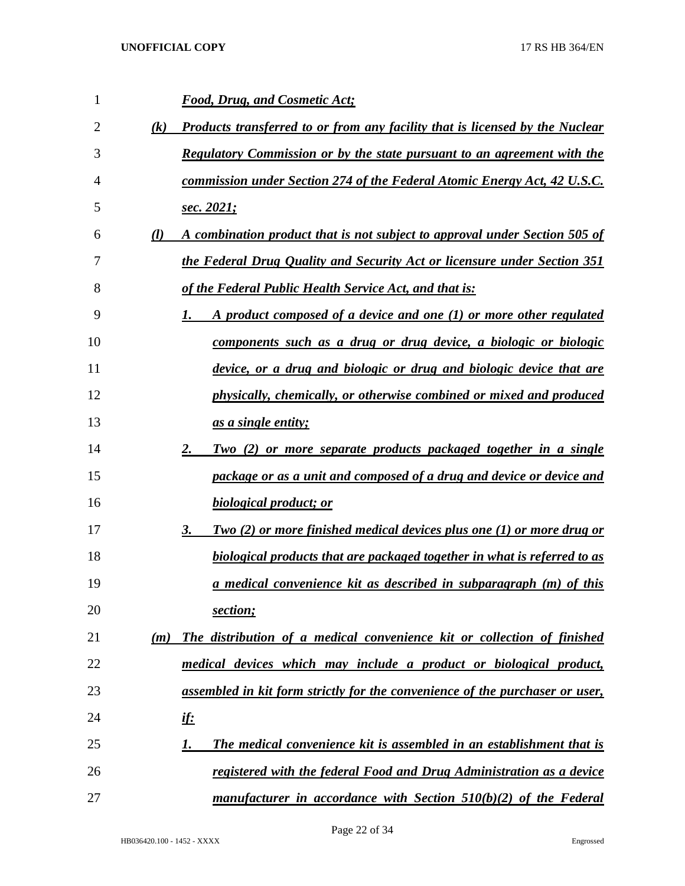***Food, Drug, and Cosmetic Act;***

***(k) Products transferred to or from any facility that is licensed by the Nuclear Regulatory Commission or by the state pursuant to an agreement with the commission under Section 274 of the Federal Atomic Energy Act, 42 U.S.C. sec. 2021;***

***(l) A combination product that is not subject to approval under Section 505 of the Federal Drug Quality and Security Act or licensure under Section 351 of the Federal Public Health Service Act, and that is:***

***1. A product composed of a device and one (1) or more other regulated components such as a drug or drug device, a biologic or biologic device, or a drug and biologic or drug and biologic device that are physically, chemically, or otherwise combined or mixed and produced as a single entity;***

***2. Two (2) or more separate products packaged together in a single package or as a unit and composed of a drug and device or device and biological product; or***

***3. Two (2) or more finished medical devices plus one (1) or more drug or biological products that are packaged together in what is referred to as a medical convenience kit as described in subparagraph (m) of this section;***

***(m) The distribution of a medical convenience kit or collection of finished medical devices which may include a product or biological product, assembled in kit form strictly for the convenience of the purchaser or user, if:***

***1. The medical convenience kit is assembled in an establishment that is registered with the federal Food and Drug Administration as a device manufacturer in accordance with Section 510(b)(2) of the Federal***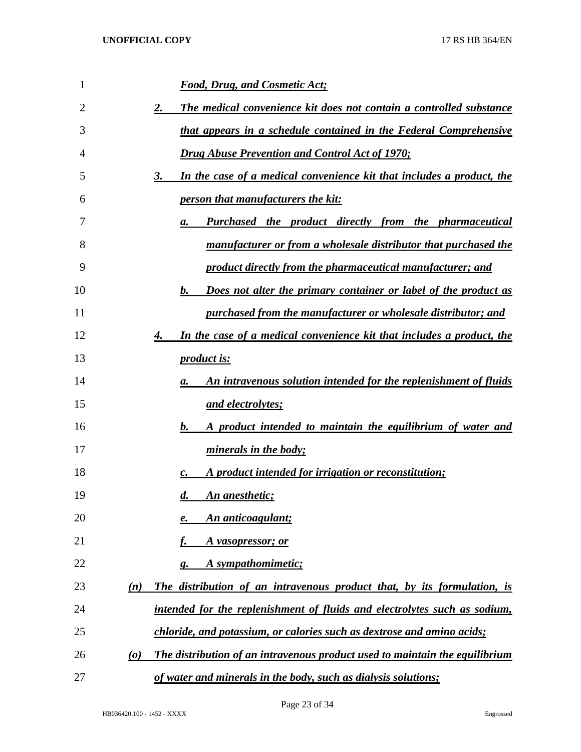*Food, Drug, and Cosmetic Act;*

2. *The medical convenience kit does not contain a controlled substance that appears in a schedule contained in the Federal Comprehensive Drug Abuse Prevention and Control Act of 1970;*

3. *In the case of a medical convenience kit that includes a product, the person that manufacturers the kit:*

   a. *Purchased the product directly from the pharmaceutical manufacturer or from a wholesale distributor that purchased the product directly from the pharmaceutical manufacturer; and*

   b. *Does not alter the primary container or label of the product as purchased from the manufacturer or wholesale distributor; and*

4. *In the case of a medical convenience kit that includes a product, the product is:*

   a. *An intravenous solution intended for the replenishment of fluids and electrolytes;*

   b. *A product intended to maintain the equilibrium of water and minerals in the body;*

   c. *A product intended for irrigation or reconstitution;*

   d. *An anesthetic;*

   e. *An anticoagulant;*

   f. *A vasopressor; or*

   g. *A sympathomimetic;*

(n) *The distribution of an intravenous product that, by its formulation, is intended for the replenishment of fluids and electrolytes such as sodium, chloride, and potassium, or calories such as dextrose and amino acids;*

(o) *The distribution of an intravenous product used to maintain the equilibrium of water and minerals in the body, such as dialysis solutions;*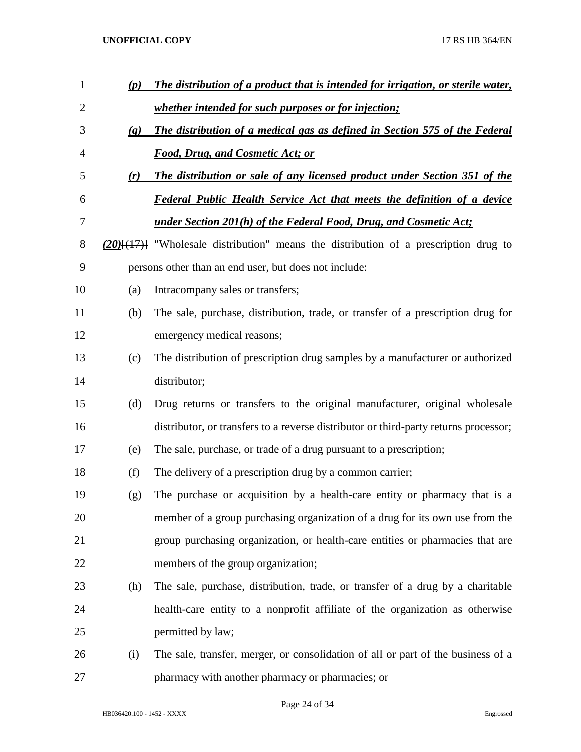*(p)* ***The distribution of a product that is intended for irrigation, or sterile water, whether intended for such purposes or for injection;***

*(q)* ***The distribution of a medical gas as defined in Section 575 of the Federal Food, Drug, and Cosmetic Act; or***

*(r)* ***The distribution or sale of any licensed product under Section 351 of the Federal Public Health Service Act that meets the definition of a device under Section 201(h) of the Federal Food, Drug, and Cosmetic Act;***

*(20)*[~~(17)~~] "Wholesale distribution" means the distribution of a prescription drug to persons other than an end user, but does not include:

(a) Intracompany sales or transfers;

(b) The sale, purchase, distribution, trade, or transfer of a prescription drug for emergency medical reasons;

(c) The distribution of prescription drug samples by a manufacturer or authorized distributor;

(d) Drug returns or transfers to the original manufacturer, original wholesale distributor, or transfers to a reverse distributor or third-party returns processor;

(e) The sale, purchase, or trade of a drug pursuant to a prescription;

(f) The delivery of a prescription drug by a common carrier;

(g) The purchase or acquisition by a health-care entity or pharmacy that is a member of a group purchasing organization of a drug for its own use from the group purchasing organization, or health-care entities or pharmacies that are members of the group organization;

(h) The sale, purchase, distribution, trade, or transfer of a drug by a charitable health-care entity to a nonprofit affiliate of the organization as otherwise permitted by law;

(i) The sale, transfer, merger, or consolidation of all or part of the business of a pharmacy with another pharmacy or pharmacies; or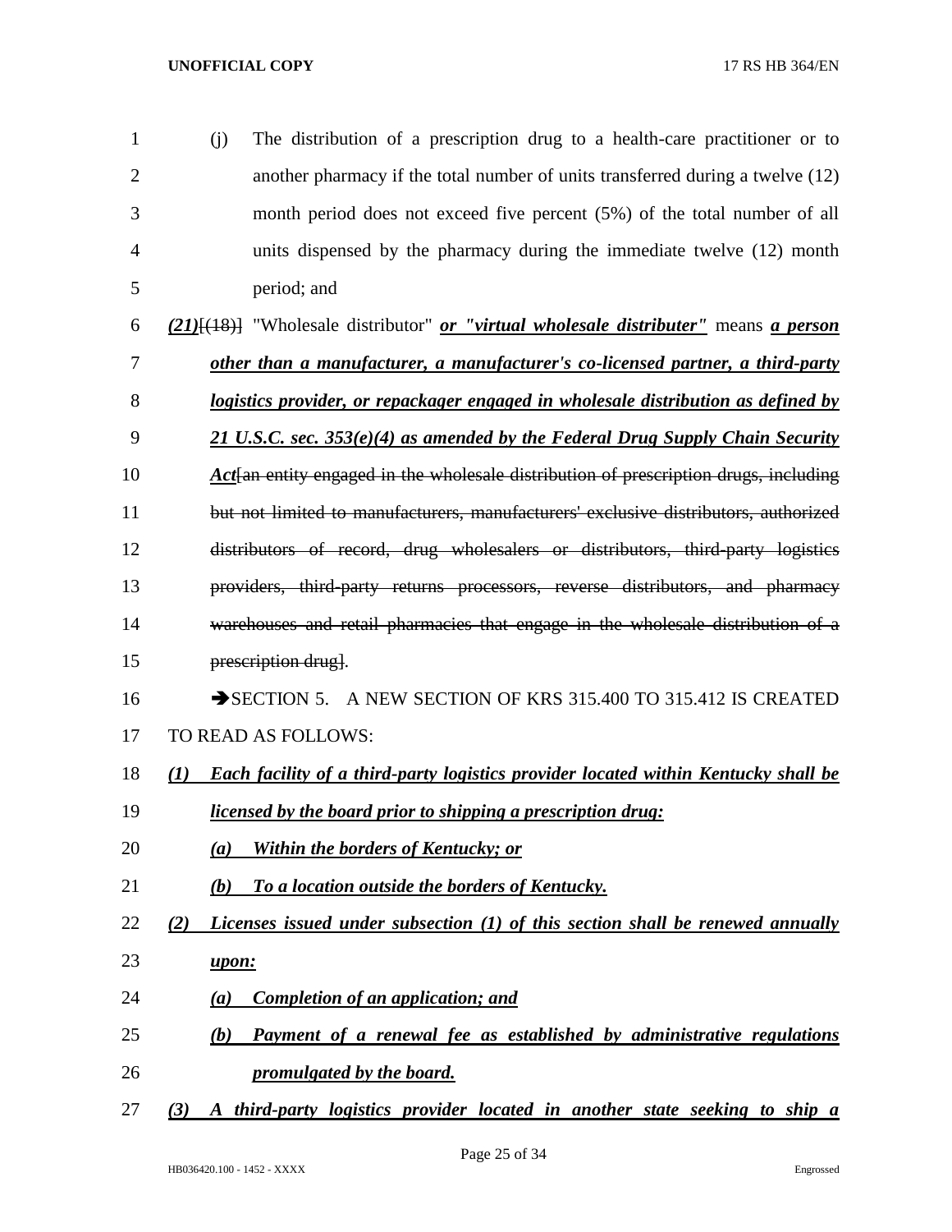(j) The distribution of a prescription drug to a health-care practitioner or to another pharmacy if the total number of units transferred during a twelve (12) month period does not exceed five percent (5%) of the total number of all units dispensed by the pharmacy during the immediate twelve (12) month period; and

***(21)***~~[(18)]~~ "Wholesale distributor" ***or "virtual wholesale distributer"*** means ***a person other than a manufacturer, a manufacturer's co-licensed partner, a third-party logistics provider, or repackager engaged in wholesale distribution as defined by 21 U.S.C. sec. 353(e)(4) as amended by the Federal Drug Supply Chain Security Act***~~[an entity engaged in the wholesale distribution of prescription drugs, including but not limited to manufacturers, manufacturers' exclusive distributors, authorized distributors of record, drug wholesalers or distributors, third-party logistics providers, third-party returns processors, reverse distributors, and pharmacy warehouses and retail pharmacies that engage in the wholesale distribution of a prescription drug]~~.

➔SECTION 5. A NEW SECTION OF KRS 315.400 TO 315.412 IS CREATED TO READ AS FOLLOWS:

***(1) Each facility of a third-party logistics provider located within Kentucky shall be licensed by the board prior to shipping a prescription drug:***

***(a) Within the borders of Kentucky; or***

***(b) To a location outside the borders of Kentucky.***

***(2) Licenses issued under subsection (1) of this section shall be renewed annually upon:***

***(a) Completion of an application; and***

***(b) Payment of a renewal fee as established by administrative regulations promulgated by the board.***

***(3) A third-party logistics provider located in another state seeking to ship a***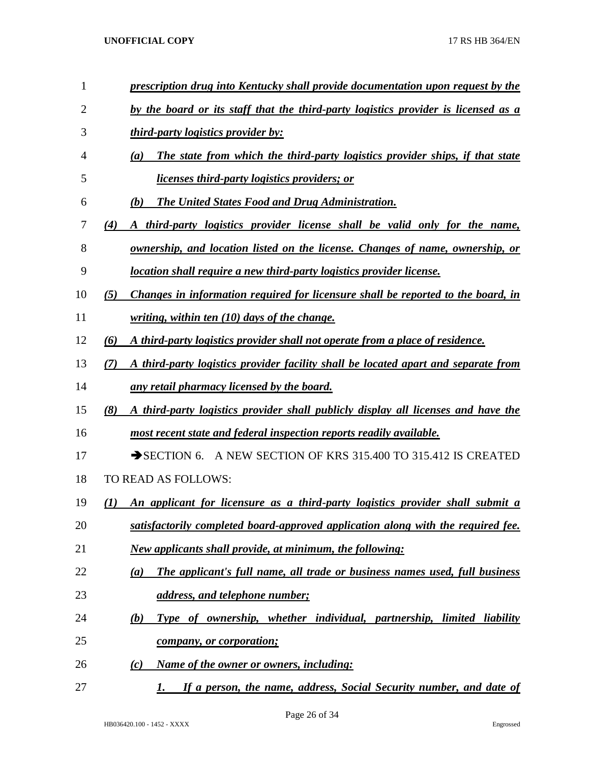***prescription drug into Kentucky shall provide documentation upon request by the by the board or its staff that the third-party logistics provider is licensed as a third-party logistics provider by:***

***(a) The state from which the third-party logistics provider ships, if that state licenses third-party logistics providers; or***

***(b) The United States Food and Drug Administration.***

***(4) A third-party logistics provider license shall be valid only for the name, ownership, and location listed on the license. Changes of name, ownership, or location shall require a new third-party logistics provider license.***

***(5) Changes in information required for licensure shall be reported to the board, in writing, within ten (10) days of the change.***

***(6) A third-party logistics provider shall not operate from a place of residence.***

***(7) A third-party logistics provider facility shall be located apart and separate from any retail pharmacy licensed by the board.***

***(8) A third-party logistics provider shall publicly display all licenses and have the most recent state and federal inspection reports readily available.***

➔SECTION 6. A NEW SECTION OF KRS 315.400 TO 315.412 IS CREATED TO READ AS FOLLOWS:

***(1) An applicant for licensure as a third-party logistics provider shall submit a satisfactorily completed board-approved application along with the required fee. New applicants shall provide, at minimum, the following:***

***(a) The applicant's full name, all trade or business names used, full business address, and telephone number;***

***(b) Type of ownership, whether individual, partnership, limited liability company, or corporation;***

***(c) Name of the owner or owners, including:***

***1. If a person, the name, address, Social Security number, and date of***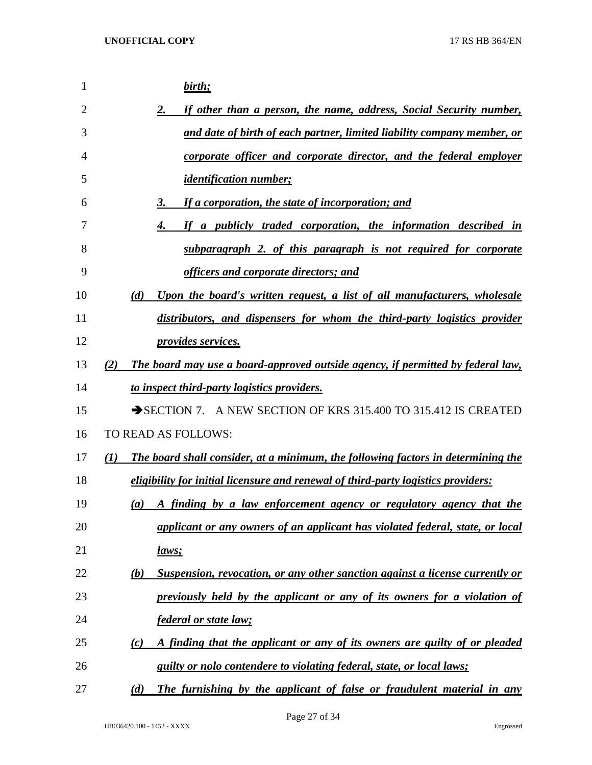*birth;*

*2. If other than a person, the name, address, Social Security number, and date of birth of each partner, limited liability company member, or corporate officer and corporate director, and the federal employer identification number;*

*3. If a corporation, the state of incorporation; and*

*4. If a publicly traded corporation, the information described in subparagraph 2. of this paragraph is not required for corporate officers and corporate directors; and*

*(d) Upon the board's written request, a list of all manufacturers, wholesale distributors, and dispensers for whom the third-party logistics provider provides services.*

*(2) The board may use a board-approved outside agency, if permitted by federal law, to inspect third-party logistics providers.*

➔SECTION 7. A NEW SECTION OF KRS 315.400 TO 315.412 IS CREATED TO READ AS FOLLOWS:

*(1) The board shall consider, at a minimum, the following factors in determining the eligibility for initial licensure and renewal of third-party logistics providers:*

*(a) A finding by a law enforcement agency or regulatory agency that the applicant or any owners of an applicant has violated federal, state, or local laws;*

*(b) Suspension, revocation, or any other sanction against a license currently or previously held by the applicant or any of its owners for a violation of federal or state law;*

*(c) A finding that the applicant or any of its owners are guilty of or pleaded guilty or nolo contendere to violating federal, state, or local laws;*

*(d) The furnishing by the applicant of false or fraudulent material in any*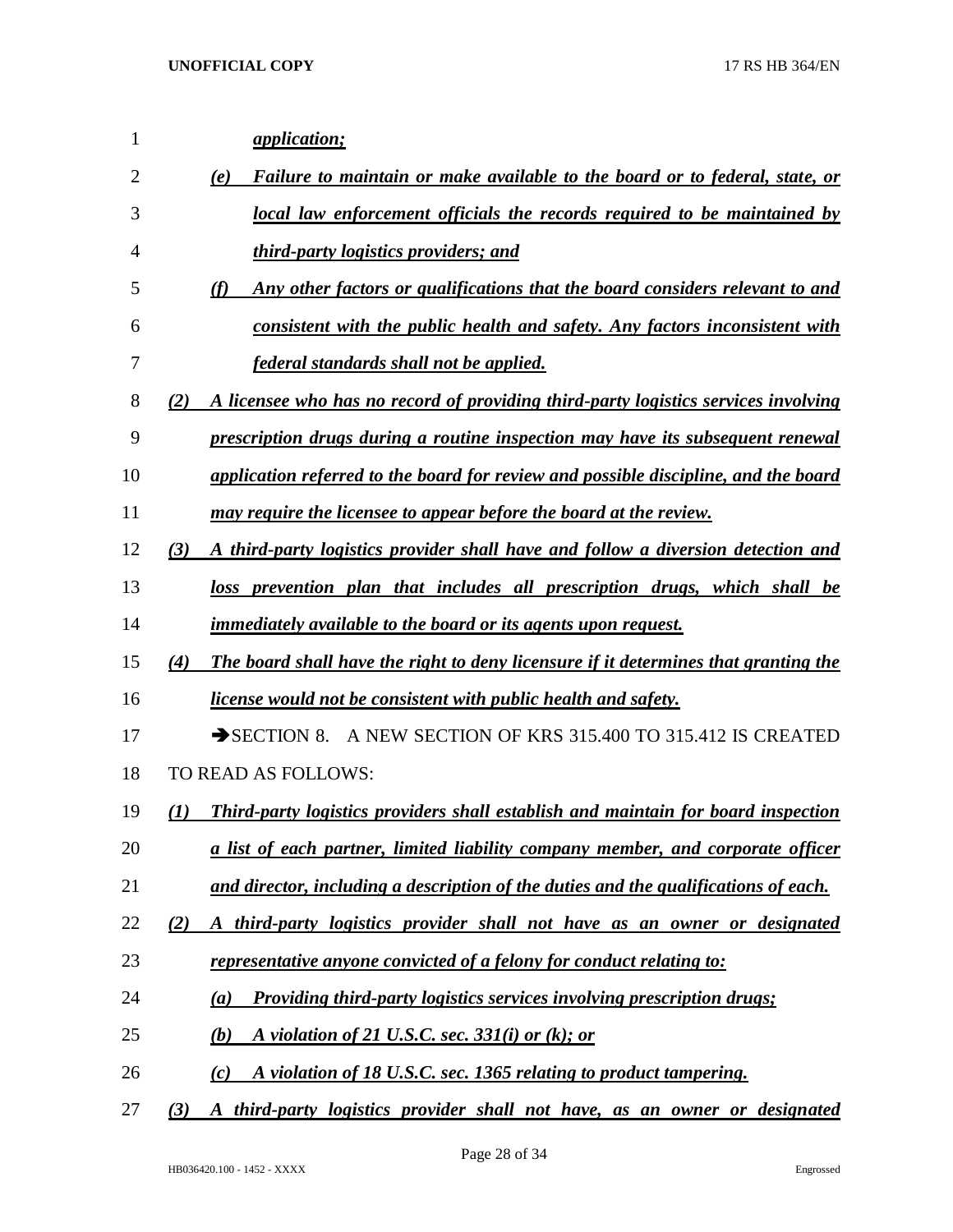*application;*

*(e) Failure to maintain or make available to the board or to federal, state, or local law enforcement officials the records required to be maintained by third-party logistics providers; and*

*(f) Any other factors or qualifications that the board considers relevant to and consistent with the public health and safety. Any factors inconsistent with federal standards shall not be applied.*

*(2) A licensee who has no record of providing third-party logistics services involving prescription drugs during a routine inspection may have its subsequent renewal application referred to the board for review and possible discipline, and the board may require the licensee to appear before the board at the review.*

*(3) A third-party logistics provider shall have and follow a diversion detection and loss prevention plan that includes all prescription drugs, which shall be immediately available to the board or its agents upon request.*

*(4) The board shall have the right to deny licensure if it determines that granting the license would not be consistent with public health and safety.*

➔SECTION 8. A NEW SECTION OF KRS 315.400 TO 315.412 IS CREATED TO READ AS FOLLOWS:

*(1) Third-party logistics providers shall establish and maintain for board inspection a list of each partner, limited liability company member, and corporate officer and director, including a description of the duties and the qualifications of each.*

*(2) A third-party logistics provider shall not have as an owner or designated representative anyone convicted of a felony for conduct relating to:*

*(a) Providing third-party logistics services involving prescription drugs;*

*(b) A violation of 21 U.S.C. sec. 331(i) or (k); or*

*(c) A violation of 18 U.S.C. sec. 1365 relating to product tampering.*

*(3) A third-party logistics provider shall not have, as an owner or designated*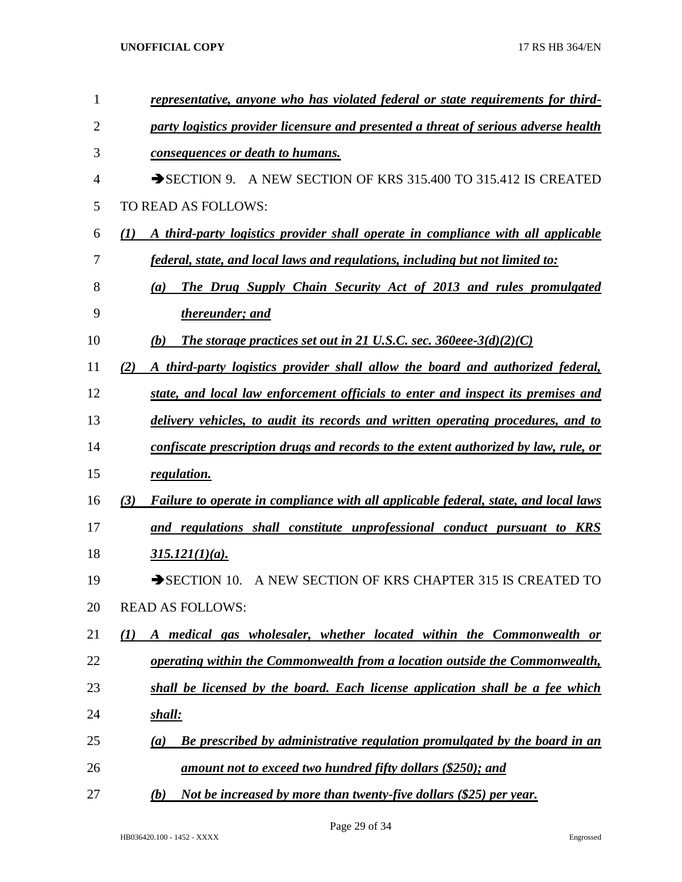*__representative, anyone who has violated federal or state requirements for third-party logistics provider licensure and presented a threat of serious adverse health consequences or death to humans.__*

➔SECTION 9. A NEW SECTION OF KRS 315.400 TO 315.412 IS CREATED TO READ AS FOLLOWS:

*__(1) A third-party logistics provider shall operate in compliance with all applicable federal, state, and local laws and regulations, including but not limited to:__*

*__(a) The Drug Supply Chain Security Act of 2013 and rules promulgated thereunder; and__*

*__(b) The storage practices set out in 21 U.S.C. sec. 360eee-3(d)(2)(C)__*

*__(2) A third-party logistics provider shall allow the board and authorized federal, state, and local law enforcement officials to enter and inspect its premises and delivery vehicles, to audit its records and written operating procedures, and to confiscate prescription drugs and records to the extent authorized by law, rule, or regulation.__*

*__(3) Failure to operate in compliance with all applicable federal, state, and local laws and regulations shall constitute unprofessional conduct pursuant to KRS 315.121(1)(a).__*

➔SECTION 10. A NEW SECTION OF KRS CHAPTER 315 IS CREATED TO READ AS FOLLOWS:

*__(1) A medical gas wholesaler, whether located within the Commonwealth or operating within the Commonwealth from a location outside the Commonwealth, shall be licensed by the board. Each license application shall be a fee which shall:__*

*__(a) Be prescribed by administrative regulation promulgated by the board in an amount not to exceed two hundred fifty dollars ($250); and__*

*__(b) Not be increased by more than twenty-five dollars ($25) per year.__*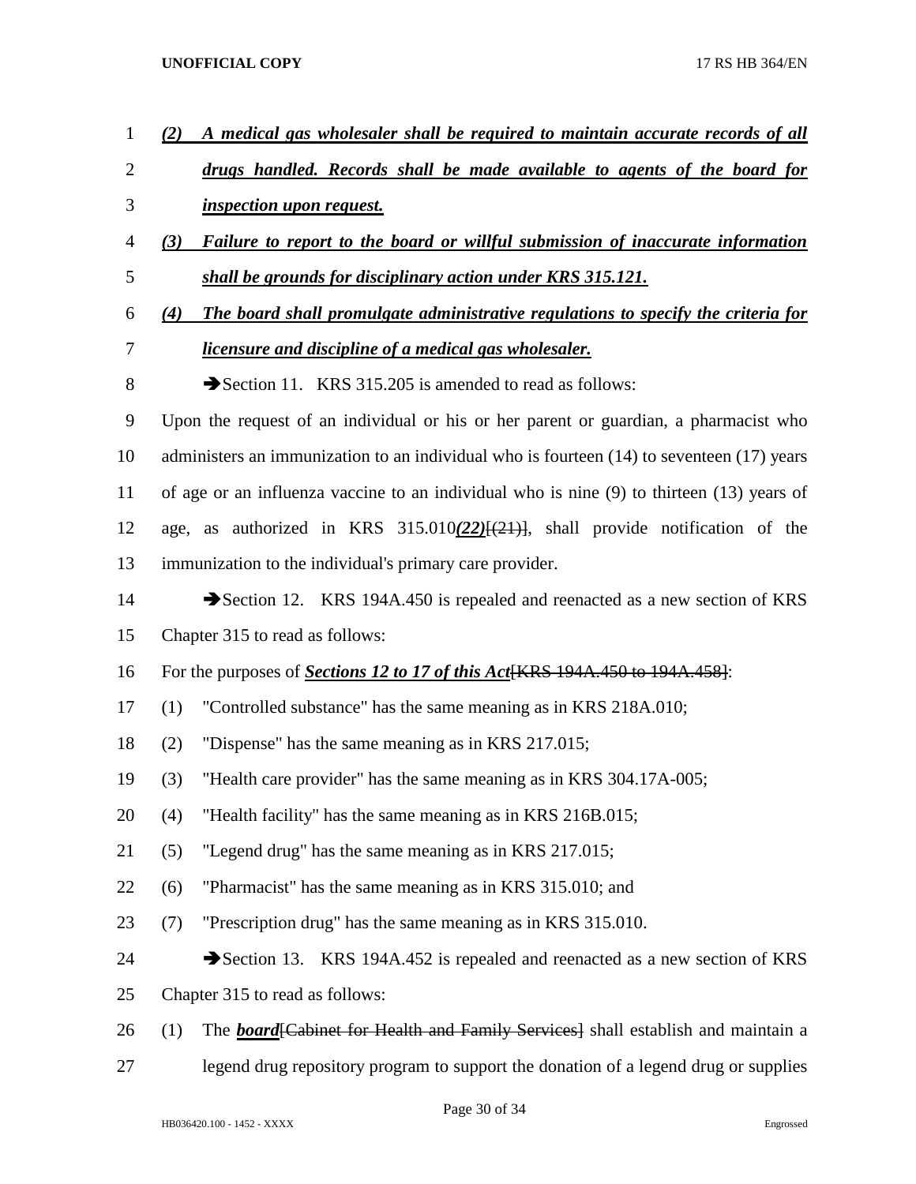***(2) A medical gas wholesaler shall be required to maintain accurate records of all drugs handled. Records shall be made available to agents of the board for inspection upon request.***

***(3) Failure to report to the board or willful submission of inaccurate information shall be grounds for disciplinary action under KRS 315.121.***

***(4) The board shall promulgate administrative regulations to specify the criteria for licensure and discipline of a medical gas wholesaler.***

➔Section 11. KRS 315.205 is amended to read as follows:

Upon the request of an individual or his or her parent or guardian, a pharmacist who administers an immunization to an individual who is fourteen (14) to seventeen (17) years of age or an influenza vaccine to an individual who is nine (9) to thirteen (13) years of age, as authorized in KRS 315.010***(22)***[(21)], shall provide notification of the immunization to the individual's primary care provider.

➔Section 12. KRS 194A.450 is repealed and reenacted as a new section of KRS Chapter 315 to read as follows:

For the purposes of ***Sections 12 to 17 of this Act***[KRS 194A.450 to 194A.458]:

(1) "Controlled substance" has the same meaning as in KRS 218A.010;

(2) "Dispense" has the same meaning as in KRS 217.015;

(3) "Health care provider" has the same meaning as in KRS 304.17A-005;

(4) "Health facility" has the same meaning as in KRS 216B.015;

(5) "Legend drug" has the same meaning as in KRS 217.015;

(6) "Pharmacist" has the same meaning as in KRS 315.010; and

(7) "Prescription drug" has the same meaning as in KRS 315.010.

➔Section 13. KRS 194A.452 is repealed and reenacted as a new section of KRS Chapter 315 to read as follows:

(1) The ***board***[Cabinet for Health and Family Services] shall establish and maintain a legend drug repository program to support the donation of a legend drug or supplies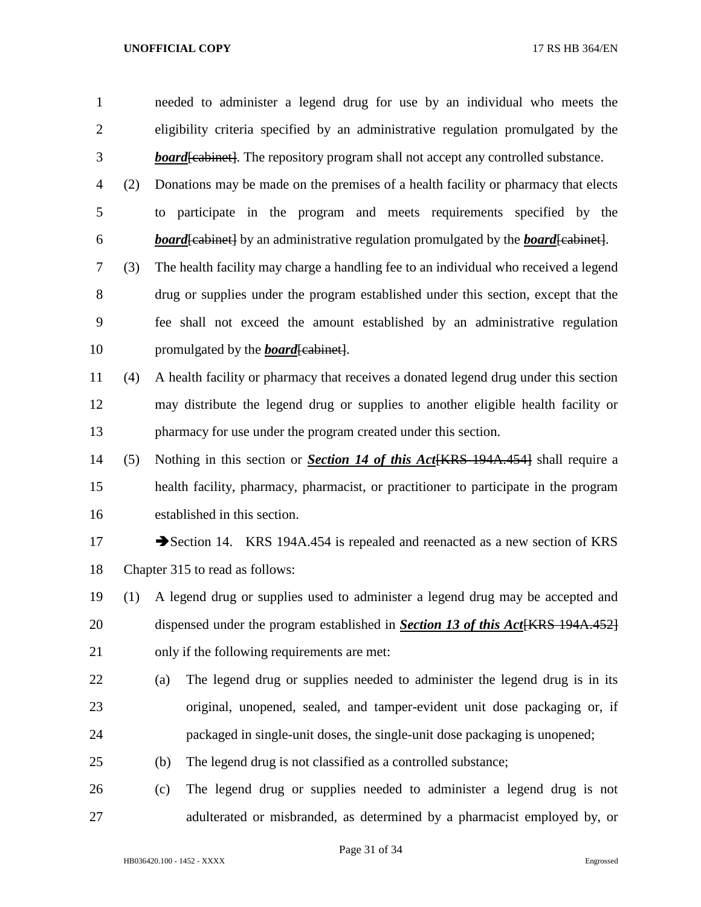needed to administer a legend drug for use by an individual who meets the eligibility criteria specified by an administrative regulation promulgated by the ***board***~~[cabinet]~~. The repository program shall not accept any controlled substance.

(2) Donations may be made on the premises of a health facility or pharmacy that elects to participate in the program and meets requirements specified by the ***board***~~[cabinet]~~ by an administrative regulation promulgated by the ***board***~~[cabinet]~~.

(3) The health facility may charge a handling fee to an individual who received a legend drug or supplies under the program established under this section, except that the fee shall not exceed the amount established by an administrative regulation promulgated by the ***board***~~[cabinet]~~.

(4) A health facility or pharmacy that receives a donated legend drug under this section may distribute the legend drug or supplies to another eligible health facility or pharmacy for use under the program created under this section.

(5) Nothing in this section or ***Section 14 of this Act***~~[KRS 194A.454]~~ shall require a health facility, pharmacy, pharmacist, or practitioner to participate in the program established in this section.

➔Section 14. KRS 194A.454 is repealed and reenacted as a new section of KRS Chapter 315 to read as follows:

(1) A legend drug or supplies used to administer a legend drug may be accepted and dispensed under the program established in ***Section 13 of this Act***~~[KRS 194A.452]~~ only if the following requirements are met:

(a) The legend drug or supplies needed to administer the legend drug is in its original, unopened, sealed, and tamper-evident unit dose packaging or, if packaged in single-unit doses, the single-unit dose packaging is unopened;

(b) The legend drug is not classified as a controlled substance;

(c) The legend drug or supplies needed to administer a legend drug is not adulterated or misbranded, as determined by a pharmacist employed by, or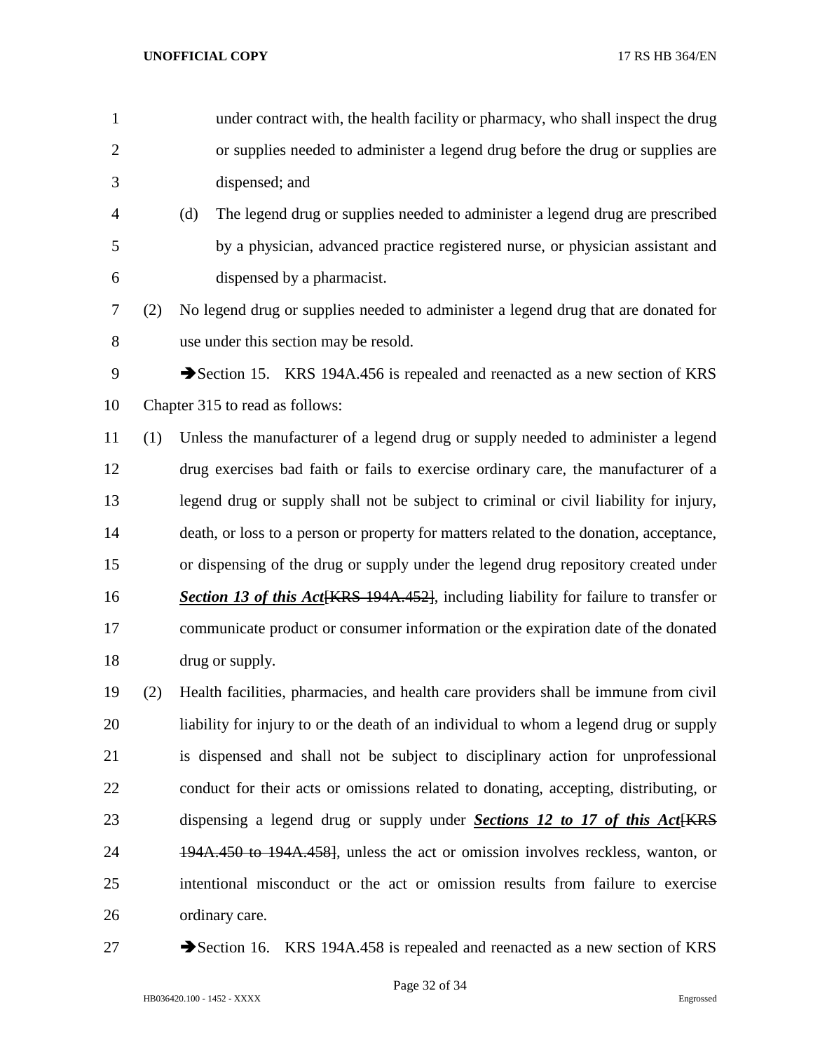under contract with, the health facility or pharmacy, who shall inspect the drug or supplies needed to administer a legend drug before the drug or supplies are dispensed; and

(d) The legend drug or supplies needed to administer a legend drug are prescribed by a physician, advanced practice registered nurse, or physician assistant and dispensed by a pharmacist.

(2) No legend drug or supplies needed to administer a legend drug that are donated for use under this section may be resold.

➔Section 15. KRS 194A.456 is repealed and reenacted as a new section of KRS Chapter 315 to read as follows:

(1) Unless the manufacturer of a legend drug or supply needed to administer a legend drug exercises bad faith or fails to exercise ordinary care, the manufacturer of a legend drug or supply shall not be subject to criminal or civil liability for injury, death, or loss to a person or property for matters related to the donation, acceptance, or dispensing of the drug or supply under the legend drug repository created under ***Section 13 of this Act***~~[KRS 194A.452]~~, including liability for failure to transfer or communicate product or consumer information or the expiration date of the donated drug or supply.

(2) Health facilities, pharmacies, and health care providers shall be immune from civil liability for injury to or the death of an individual to whom a legend drug or supply is dispensed and shall not be subject to disciplinary action for unprofessional conduct for their acts or omissions related to donating, accepting, distributing, or dispensing a legend drug or supply under ***Sections 12 to 17 of this Act***~~[KRS 194A.450 to 194A.458]~~, unless the act or omission involves reckless, wanton, or intentional misconduct or the act or omission results from failure to exercise ordinary care.

➔Section 16. KRS 194A.458 is repealed and reenacted as a new section of KRS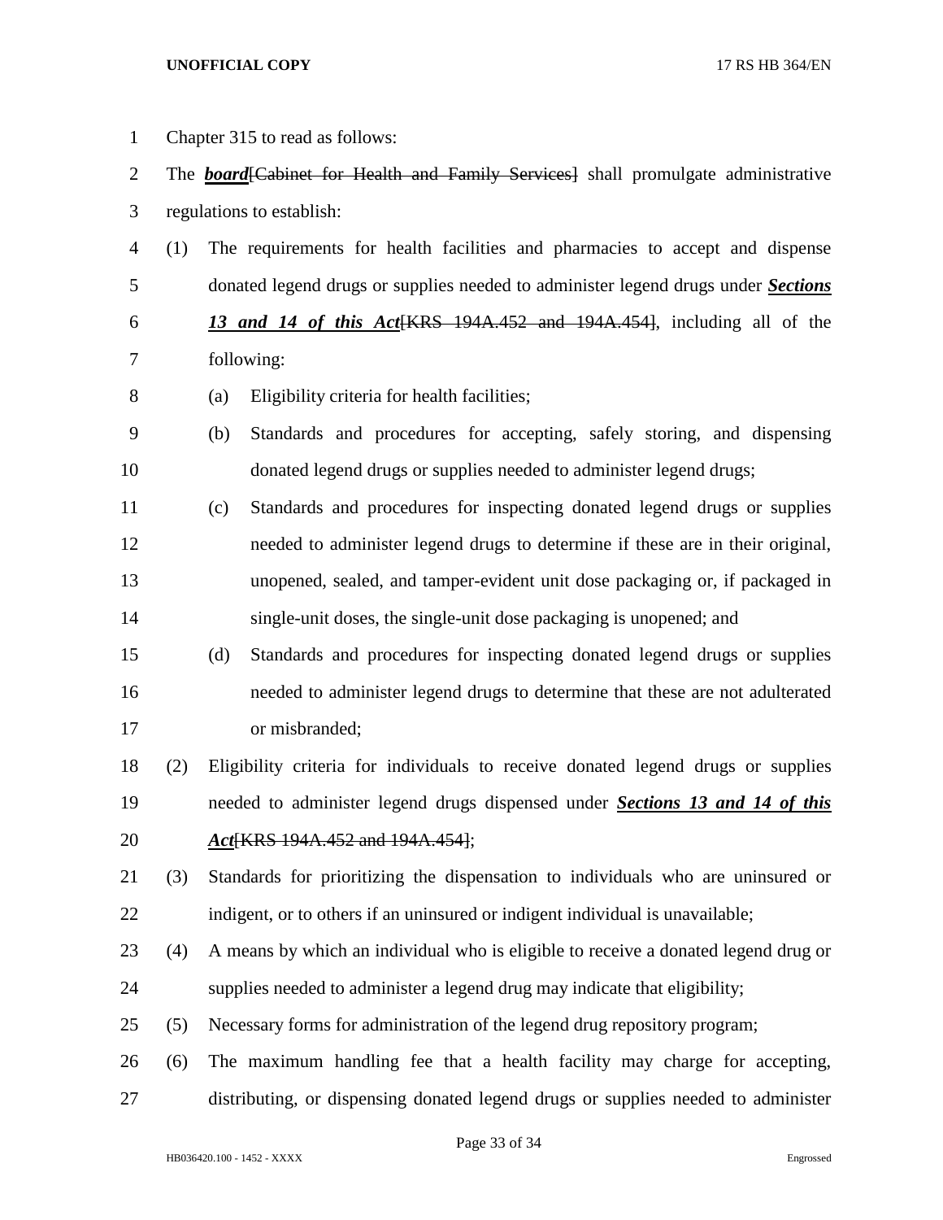Chapter 315 to read as follows:

The ***board***[Cabinet for Health and Family Services] shall promulgate administrative regulations to establish:

(1) The requirements for health facilities and pharmacies to accept and dispense donated legend drugs or supplies needed to administer legend drugs under ***Sections 13 and 14 of this Act***[KRS 194A.452 and 194A.454], including all of the following:

(a) Eligibility criteria for health facilities;

(b) Standards and procedures for accepting, safely storing, and dispensing donated legend drugs or supplies needed to administer legend drugs;

(c) Standards and procedures for inspecting donated legend drugs or supplies needed to administer legend drugs to determine if these are in their original, unopened, sealed, and tamper-evident unit dose packaging or, if packaged in single-unit doses, the single-unit dose packaging is unopened; and

(d) Standards and procedures for inspecting donated legend drugs or supplies needed to administer legend drugs to determine that these are not adulterated or misbranded;

(2) Eligibility criteria for individuals to receive donated legend drugs or supplies needed to administer legend drugs dispensed under ***Sections 13 and 14 of this Act***[KRS 194A.452 and 194A.454];

(3) Standards for prioritizing the dispensation to individuals who are uninsured or indigent, or to others if an uninsured or indigent individual is unavailable;

(4) A means by which an individual who is eligible to receive a donated legend drug or supplies needed to administer a legend drug may indicate that eligibility;

(5) Necessary forms for administration of the legend drug repository program;

(6) The maximum handling fee that a health facility may charge for accepting, distributing, or dispensing donated legend drugs or supplies needed to administer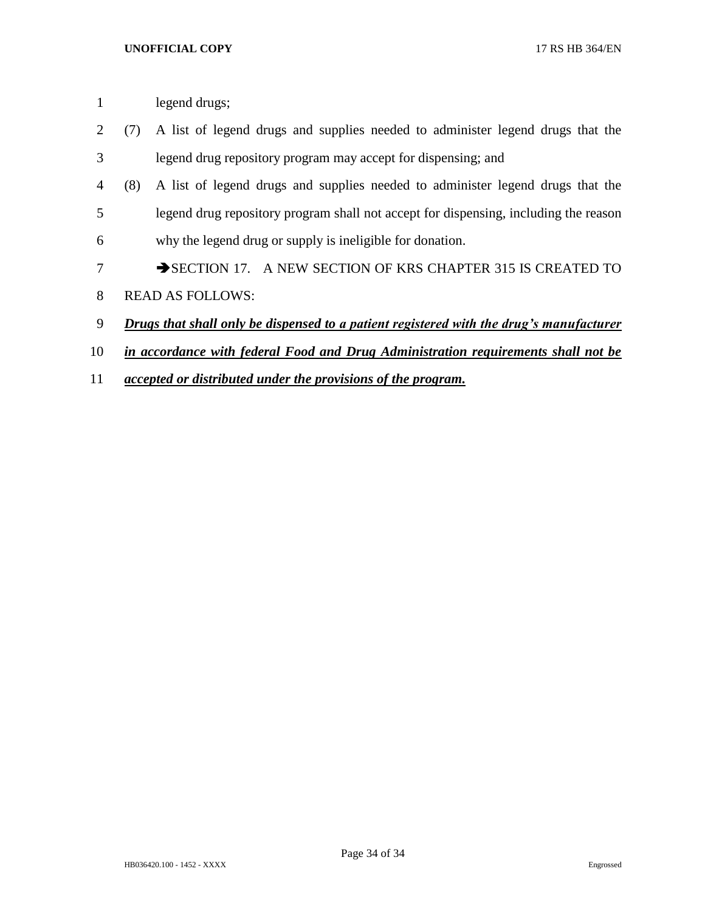legend drugs;

(7) A list of legend drugs and supplies needed to administer legend drugs that the legend drug repository program may accept for dispensing; and

(8) A list of legend drugs and supplies needed to administer legend drugs that the legend drug repository program shall not accept for dispensing, including the reason why the legend drug or supply is ineligible for donation.

➔SECTION 17. A NEW SECTION OF KRS CHAPTER 315 IS CREATED TO READ AS FOLLOWS:

***Drugs that shall only be dispensed to a patient registered with the drug's manufacturer in accordance with federal Food and Drug Administration requirements shall not be accepted or distributed under the provisions of the program.***